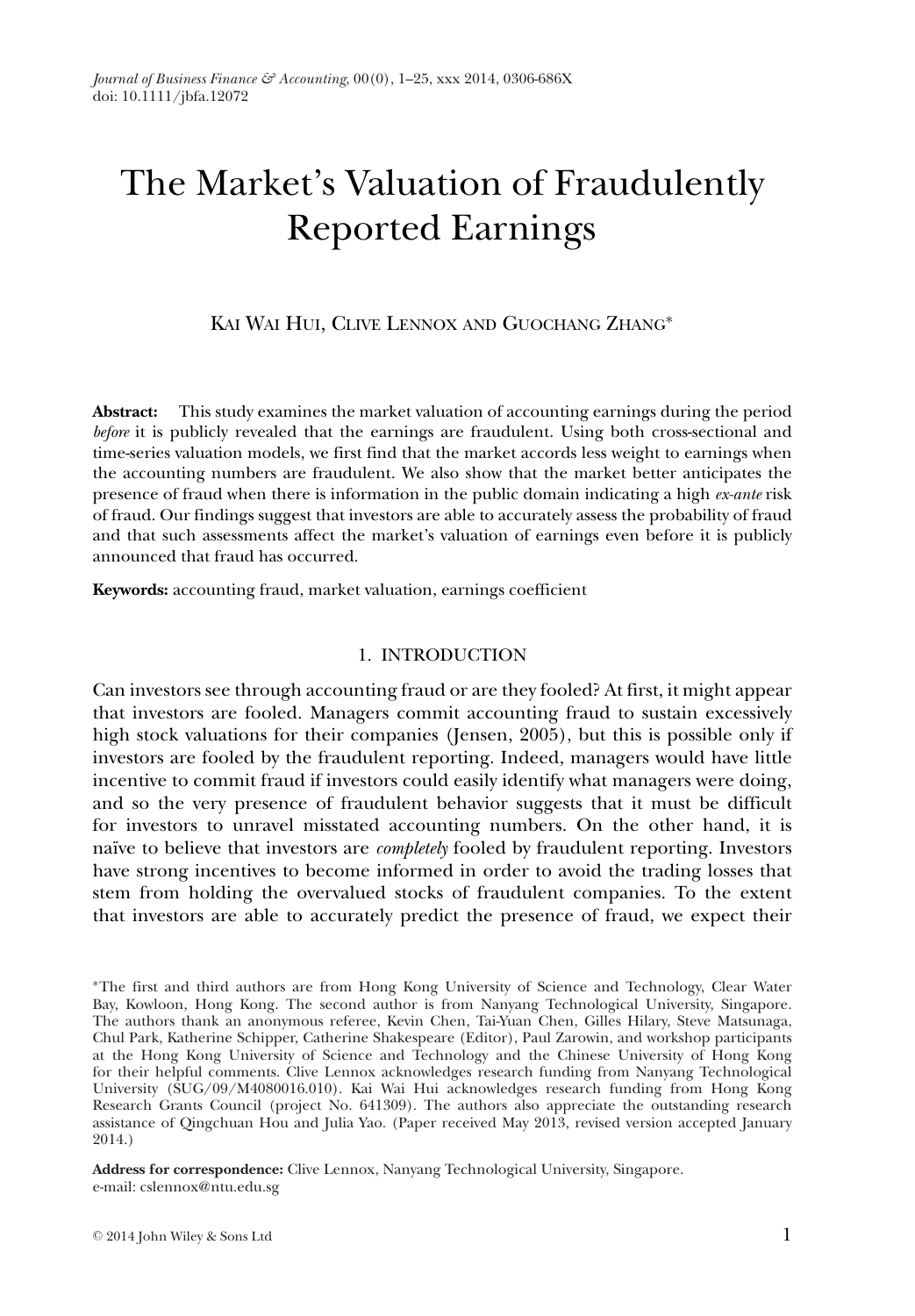# The Market's Valuation of Fraudulently Reported Earnings

KAI WAI HUI, CLIVE LENNOX AND GUOCHANG ZHANG*

**Abstract:** This study examines the market valuation of accounting earnings during the period *before* it is publicly revealed that the earnings are fraudulent. Using both cross-sectional and time-series valuation models, we first find that the market accords less weight to earnings when the accounting numbers are fraudulent. We also show that the market better anticipates the presence of fraud when there is information in the public domain indicating a high *ex-ante* risk of fraud. Our findings suggest that investors are able to accurately assess the probability of fraud and that such assessments affect the market's valuation of earnings even before it is publicly announced that fraud has occurred.

**Keywords:** accounting fraud, market valuation, earnings coefficient

## 1. INTRODUCTION

Can investors see through accounting fraud or are they fooled? At first, it might appear that investors are fooled. Managers commit accounting fraud to sustain excessively high stock valuations for their companies (Jensen, 2005), but this is possible only if investors are fooled by the fraudulent reporting. Indeed, managers would have little incentive to commit fraud if investors could easily identify what managers were doing, and so the very presence of fraudulent behavior suggests that it must be difficult for investors to unravel misstated accounting numbers. On the other hand, it is naïve to believe that investors are *completely* fooled by fraudulent reporting. Investors have strong incentives to become informed in order to avoid the trading losses that stem from holding the overvalued stocks of fraudulent companies. To the extent that investors are able to accurately predict the presence of fraud, we expect their

*The first and third authors are from Hong Kong University of Science and Technology, Clear Water Bay, Kowloon, Hong Kong. The second author is from Nanyang Technological University, Singapore. The authors thank an anonymous referee, Kevin Chen, Tai-Yuan Chen, Gilles Hilary, Steve Matsunaga, Chul Park, Katherine Schipper, Catherine Shakespeare (Editor), Paul Zarowin, and workshop participants at the Hong Kong University of Science and Technology and the Chinese University of Hong Kong for their helpful comments. Clive Lennox acknowledges research funding from Nanyang Technological University (SUG/09/M4080016.010). Kai Wai Hui acknowledges research funding from Hong Kong Research Grants Council (project No. 641309). The authors also appreciate the outstanding research assistance of Qingchuan Hou and Julia Yao. (Paper received May 2013, revised version accepted January 2014.)

**Address for correspondence:** Clive Lennox, Nanyang Technological University, Singapore. e-mail: cslennox@ntu.edu.sg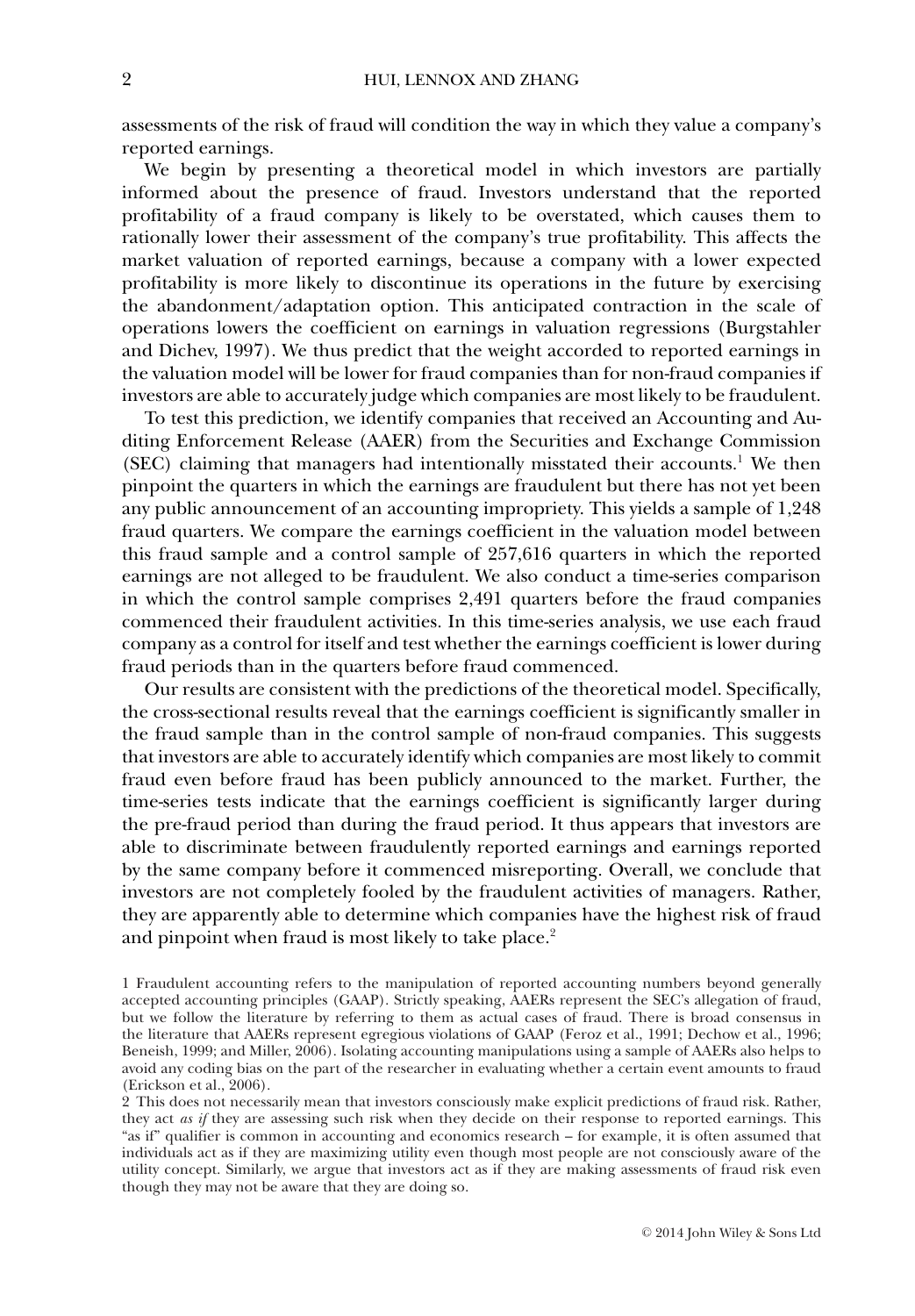assessments of the risk of fraud will condition the way in which they value a company's reported earnings.

We begin by presenting a theoretical model in which investors are partially informed about the presence of fraud. Investors understand that the reported profitability of a fraud company is likely to be overstated, which causes them to rationally lower their assessment of the company's true profitability. This affects the market valuation of reported earnings, because a company with a lower expected profitability is more likely to discontinue its operations in the future by exercising the abandonment/adaptation option. This anticipated contraction in the scale of operations lowers the coefficient on earnings in valuation regressions (Burgstahler and Dichev, 1997). We thus predict that the weight accorded to reported earnings in the valuation model will be lower for fraud companies than for non-fraud companies if investors are able to accurately judge which companies are most likely to be fraudulent.

To test this prediction, we identify companies that received an Accounting and Auditing Enforcement Release (AAER) from the Securities and Exchange Commission (SEC) claiming that managers had intentionally misstated their accounts.[1] We then pinpoint the quarters in which the earnings are fraudulent but there has not yet been any public announcement of an accounting impropriety. This yields a sample of 1,248 fraud quarters. We compare the earnings coefficient in the valuation model between this fraud sample and a control sample of 257,616 quarters in which the reported earnings are not alleged to be fraudulent. We also conduct a time-series comparison in which the control sample comprises 2,491 quarters before the fraud companies commenced their fraudulent activities. In this time-series analysis, we use each fraud company as a control for itself and test whether the earnings coefficient is lower during fraud periods than in the quarters before fraud commenced.

Our results are consistent with the predictions of the theoretical model. Specifically, the cross-sectional results reveal that the earnings coefficient is significantly smaller in the fraud sample than in the control sample of non-fraud companies. This suggests that investors are able to accurately identify which companies are most likely to commit fraud even before fraud has been publicly announced to the market. Further, the time-series tests indicate that the earnings coefficient is significantly larger during the pre-fraud period than during the fraud period. It thus appears that investors are able to discriminate between fraudulently reported earnings and earnings reported by the same company before it commenced misreporting. Overall, we conclude that investors are not completely fooled by the fraudulent activities of managers. Rather, they are apparently able to determine which companies have the highest risk of fraud and pinpoint when fraud is most likely to take place.[2]

1 Fraudulent accounting refers to the manipulation of reported accounting numbers beyond generally accepted accounting principles (GAAP). Strictly speaking, AAERs represent the SEC's allegation of fraud, but we follow the literature by referring to them as actual cases of fraud. There is broad consensus in the literature that AAERs represent egregious violations of GAAP (Feroz et al., 1991; Dechow et al., 1996; Beneish, 1999; and Miller, 2006). Isolating accounting manipulations using a sample of AAERs also helps to avoid any coding bias on the part of the researcher in evaluating whether a certain event amounts to fraud (Erickson et al., 2006).

2 This does not necessarily mean that investors consciously make explicit predictions of fraud risk. Rather, they act *as if* they are assessing such risk when they decide on their response to reported earnings. This "as if" qualifier is common in accounting and economics research – for example, it is often assumed that individuals act as if they are maximizing utility even though most people are not consciously aware of the utility concept. Similarly, we argue that investors act as if they are making assessments of fraud risk even though they may not be aware that they are doing so.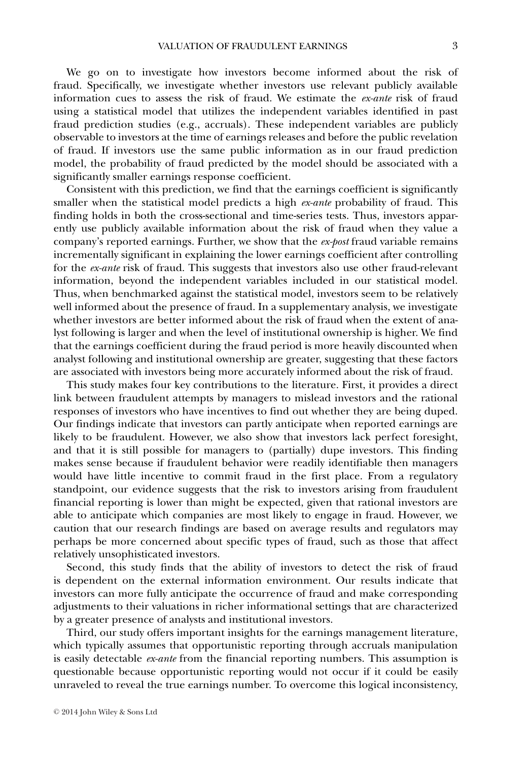We go on to investigate how investors become informed about the risk of fraud. Specifically, we investigate whether investors use relevant publicly available information cues to assess the risk of fraud. We estimate the *ex-ante* risk of fraud using a statistical model that utilizes the independent variables identified in past fraud prediction studies (e.g., accruals). These independent variables are publicly observable to investors at the time of earnings releases and before the public revelation of fraud. If investors use the same public information as in our fraud prediction model, the probability of fraud predicted by the model should be associated with a significantly smaller earnings response coefficient.

Consistent with this prediction, we find that the earnings coefficient is significantly smaller when the statistical model predicts a high *ex-ante* probability of fraud. This finding holds in both the cross-sectional and time-series tests. Thus, investors apparently use publicly available information about the risk of fraud when they value a company's reported earnings. Further, we show that the *ex-post* fraud variable remains incrementally significant in explaining the lower earnings coefficient after controlling for the *ex-ante* risk of fraud. This suggests that investors also use other fraud-relevant information, beyond the independent variables included in our statistical model. Thus, when benchmarked against the statistical model, investors seem to be relatively well informed about the presence of fraud. In a supplementary analysis, we investigate whether investors are better informed about the risk of fraud when the extent of analyst following is larger and when the level of institutional ownership is higher. We find that the earnings coefficient during the fraud period is more heavily discounted when analyst following and institutional ownership are greater, suggesting that these factors are associated with investors being more accurately informed about the risk of fraud.

This study makes four key contributions to the literature. First, it provides a direct link between fraudulent attempts by managers to mislead investors and the rational responses of investors who have incentives to find out whether they are being duped. Our findings indicate that investors can partly anticipate when reported earnings are likely to be fraudulent. However, we also show that investors lack perfect foresight, and that it is still possible for managers to (partially) dupe investors. This finding makes sense because if fraudulent behavior were readily identifiable then managers would have little incentive to commit fraud in the first place. From a regulatory standpoint, our evidence suggests that the risk to investors arising from fraudulent financial reporting is lower than might be expected, given that rational investors are able to anticipate which companies are most likely to engage in fraud. However, we caution that our research findings are based on average results and regulators may perhaps be more concerned about specific types of fraud, such as those that affect relatively unsophisticated investors.

Second, this study finds that the ability of investors to detect the risk of fraud is dependent on the external information environment. Our results indicate that investors can more fully anticipate the occurrence of fraud and make corresponding adjustments to their valuations in richer informational settings that are characterized by a greater presence of analysts and institutional investors.

Third, our study offers important insights for the earnings management literature, which typically assumes that opportunistic reporting through accruals manipulation is easily detectable *ex-ante* from the financial reporting numbers. This assumption is questionable because opportunistic reporting would not occur if it could be easily unraveled to reveal the true earnings number. To overcome this logical inconsistency,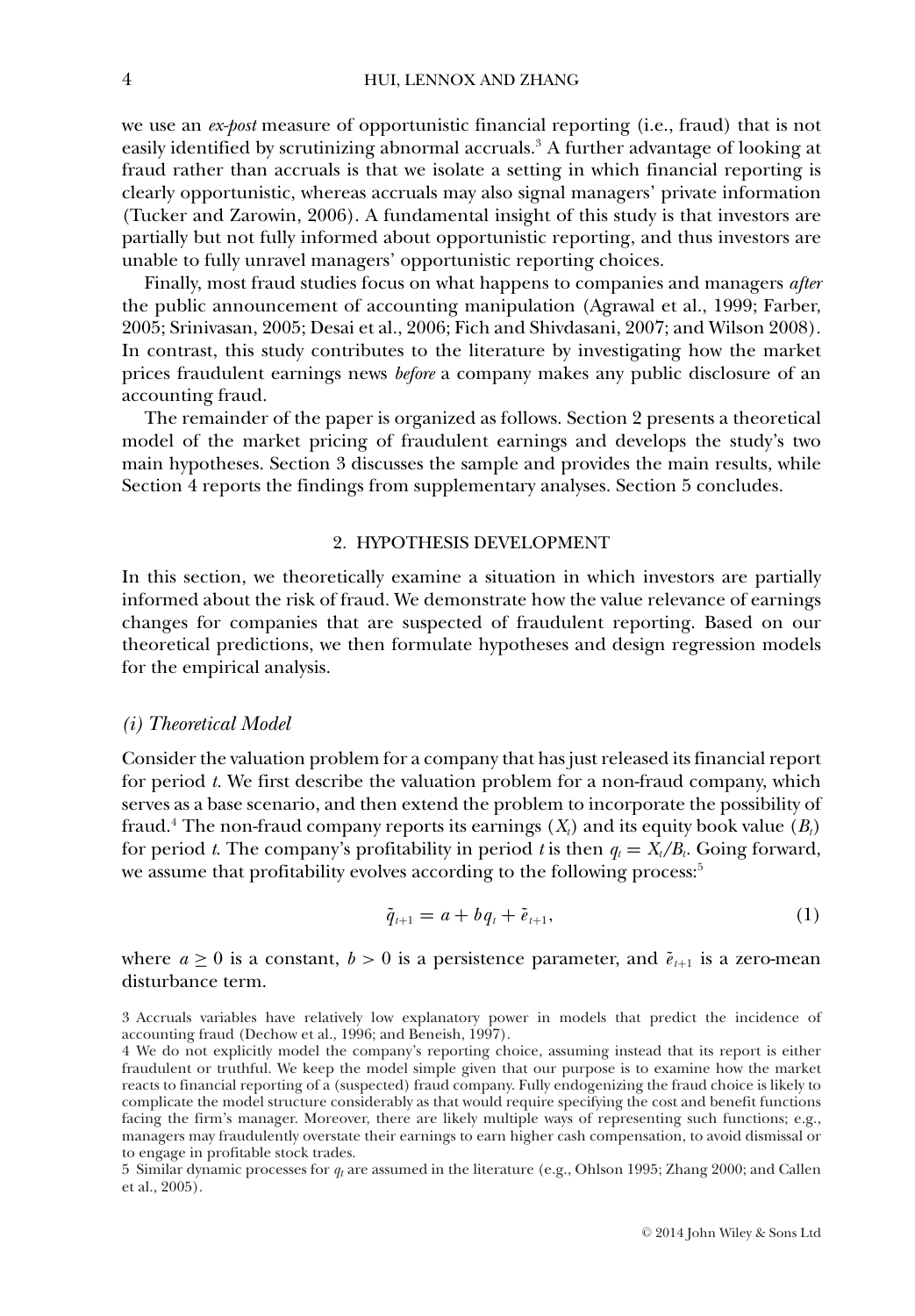we use an *ex-post* measure of opportunistic financial reporting (i.e., fraud) that is not easily identified by scrutinizing abnormal accruals.[3] A further advantage of looking at fraud rather than accruals is that we isolate a setting in which financial reporting is clearly opportunistic, whereas accruals may also signal managers' private information (Tucker and Zarowin, 2006). A fundamental insight of this study is that investors are partially but not fully informed about opportunistic reporting, and thus investors are unable to fully unravel managers' opportunistic reporting choices.

Finally, most fraud studies focus on what happens to companies and managers *after* the public announcement of accounting manipulation (Agrawal et al., 1999; Farber, 2005; Srinivasan, 2005; Desai et al., 2006; Fich and Shivdasani, 2007; and Wilson 2008). In contrast, this study contributes to the literature by investigating how the market prices fraudulent earnings news *before* a company makes any public disclosure of an accounting fraud.

The remainder of the paper is organized as follows. Section 2 presents a theoretical model of the market pricing of fraudulent earnings and develops the study's two main hypotheses. Section 3 discusses the sample and provides the main results, while Section 4 reports the findings from supplementary analyses. Section 5 concludes.

## 2. HYPOTHESIS DEVELOPMENT

In this section, we theoretically examine a situation in which investors are partially informed about the risk of fraud. We demonstrate how the value relevance of earnings changes for companies that are suspected of fraudulent reporting. Based on our theoretical predictions, we then formulate hypotheses and design regression models for the empirical analysis.

### *(i) Theoretical Model*

Consider the valuation problem for a company that has just released its financial report for period $t$. We first describe the valuation problem for a non-fraud company, which serves as a base scenario, and then extend the problem to incorporate the possibility of fraud.[4] The non-fraud company reports its earnings ($X_t$) and its equity book value ($B_t$) for period $t$. The company's profitability in period $t$ is then $q_t = X_t/B_t$. Going forward, we assume that profitability evolves according to the following process:[5]

$$\tilde{q}_{t+1} = a + bq_t + \tilde{e}_{t+1}, \tag{1}$$

where $a \geq 0$ is a constant, $b > 0$ is a persistence parameter, and $\tilde{e}_{t+1}$ is a zero-mean disturbance term.

3 Accruals variables have relatively low explanatory power in models that predict the incidence of accounting fraud (Dechow et al., 1996; and Beneish, 1997).

4 We do not explicitly model the company's reporting choice, assuming instead that its report is either fraudulent or truthful. We keep the model simple given that our purpose is to examine how the market reacts to financial reporting of a (suspected) fraud company. Fully endogenizing the fraud choice is likely to complicate the model structure considerably as that would require specifying the cost and benefit functions facing the firm's manager. Moreover, there are likely multiple ways of representing such functions; e.g., managers may fraudulently overstate their earnings to earn higher cash compensation, to avoid dismissal or to engage in profitable stock trades.

5 Similar dynamic processes for $q_t$ are assumed in the literature (e.g., Ohlson 1995; Zhang 2000; and Callen et al., 2005).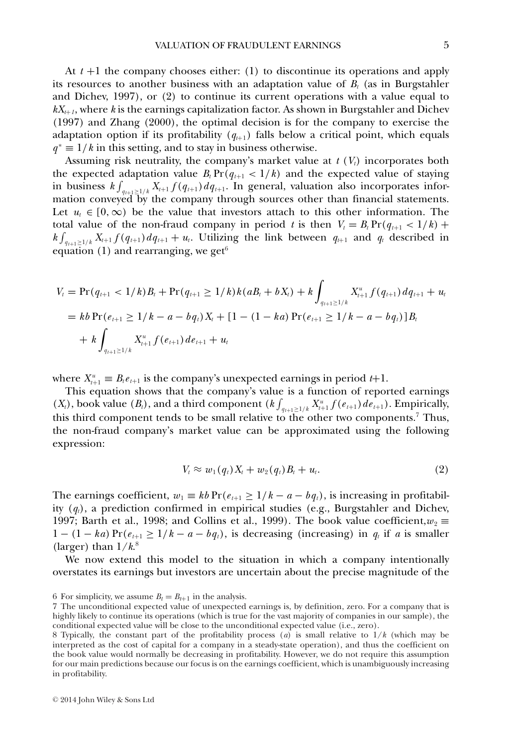At $t+1$ the company chooses either: (1) to discontinue its operations and apply its resources to another business with an adaptation value of $B_t$ (as in Burgstahler and Dichev, 1997), or (2) to continue its current operations with a value equal to $kX_{t+1}$, where $k$ is the earnings capitalization factor. As shown in Burgstahler and Dichev (1997) and Zhang (2000), the optimal decision is for the company to exercise the adaptation option if its profitability ($q_{t+1}$) falls below a critical point, which equals $q^* \equiv 1/k$ in this setting, and to stay in business otherwise.

Assuming risk neutrality, the company's market value at $t$ ($V_t$) incorporates both the expected adaptation value $B_t \Pr(q_{t+1} < 1/k)$ and the expected value of staying in business $k\int_{q_{t+1}\geq 1/k} X_{t+1} f(q_{t+1})\, dq_{t+1}$. In general, valuation also incorporates information conveyed by the company through sources other than financial statements. Let $u_t \in [0, \infty)$ be the value that investors attach to this other information. The total value of the non-fraud company in period $t$ is then $V_t = B_t \Pr(q_{t+1} < 1/k) + k\int_{q_{t+1}\geq 1/k} X_{t+1} f(q_{t+1})\, dq_{t+1} + u_t$. Utilizing the link between $q_{t+1}$ and $q_t$ described in equation (1) and rearranging, we get[6]

$$
\begin{aligned}
V_t &= \Pr(q_{t+1} < 1/k) B_t + \Pr(q_{t+1} \geq 1/k) k(aB_t + bX_t) + k\int_{q_{t+1}\geq 1/k} X^u_{t+1} f(q_{t+1})\, dq_{t+1} + u_t \\
&= kb \Pr(e_{t+1} \geq 1/k - a - bq_t) X_t + [1 - (1 - ka) \Pr(e_{t+1} \geq 1/k - a - bq_t)] B_t \\
&\quad + k\int_{q_{t+1}\geq 1/k} X^u_{t+1} f(e_{t+1})\, de_{t+1} + u_t
\end{aligned}
$$

where $X^u_{t+1} \equiv B_t e_{t+1}$ is the company's unexpected earnings in period $t$+1.

This equation shows that the company's value is a function of reported earnings ($X_t$), book value ($B_t$), and a third component ($k\int_{q_{t+1}\geq 1/k} X^u_{t+1} f(e_{t+1})\, de_{t+1}$). Empirically, this third component tends to be small relative to the other two components.[7] Thus, the non-fraud company's market value can be approximated using the following expression:

$$
V_t \approx w_1(q_t) X_t + w_2(q_t) B_t + u_t. \tag{2}
$$

The earnings coefficient, $w_1 \equiv kb \Pr(e_{t+1} \geq 1/k - a - bq_t)$, is increasing in profitability ($q_t$), a prediction confirmed in empirical studies (e.g., Burgstahler and Dichev, 1997; Barth et al., 1998; and Collins et al., 1999). The book value coefficient, $w_2 \equiv 1 - (1 - ka) \Pr(e_{t+1} \geq 1/k - a - bq_t)$, is decreasing (increasing) in $q_t$ if $a$ is smaller (larger) than $1/k$.[8]

We now extend this model to the situation in which a company intentionally overstates its earnings but investors are uncertain about the precise magnitude of the

---

6 For simplicity, we assume $B_t = B_{t+1}$ in the analysis.

7 The unconditional expected value of unexpected earnings is, by definition, zero. For a company that is highly likely to continue its operations (which is true for the vast majority of companies in our sample), the conditional expected value will be close to the unconditional expected value (i.e., zero).

8 Typically, the constant part of the profitability process ($a$) is small relative to $1/k$ (which may be interpreted as the cost of capital for a company in a steady-state operation), and thus the coefficient on the book value would normally be decreasing in profitability. However, we do not require this assumption for our main predictions because our focus is on the earnings coefficient, which is unambiguously increasing in profitability.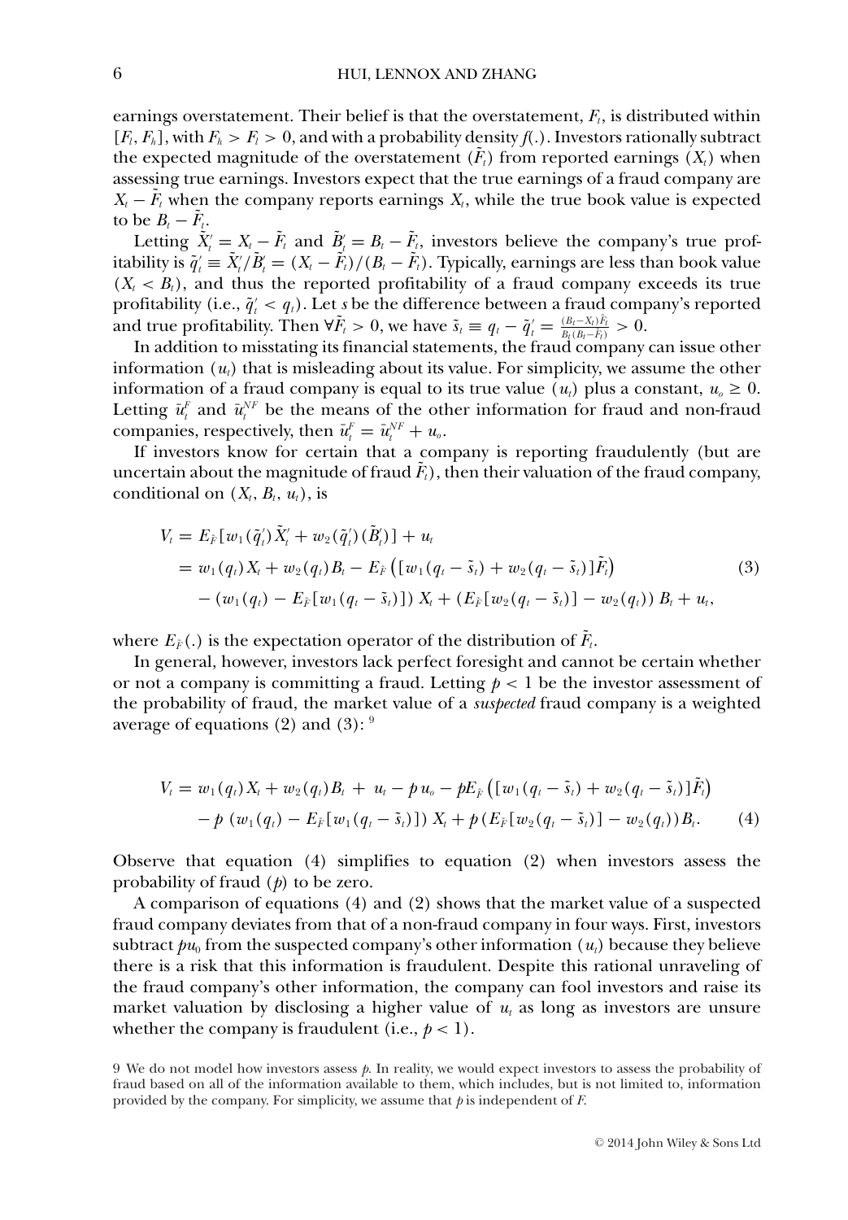earnings overstatement. Their belief is that the overstatement, $F_t$, is distributed within $[F_l, F_h]$, with $F_h > F_l > 0$, and with a probability density $f(.)$. Investors rationally subtract the expected magnitude of the overstatement $(\tilde{F}_t)$ from reported earnings $(X_t)$ when assessing true earnings. Investors expect that the true earnings of a fraud company are $X_t - \tilde{F}_t$ when the company reports earnings $X_t$, while the true book value is expected to be $B_t - \tilde{F}_t$.

Letting $\tilde{X}_t' = X_t - \tilde{F}_t$ and $\tilde{B}_t' = B_t - \tilde{F}_t$, investors believe the company's true profitability is $\tilde{q}_t' \equiv \tilde{X}_t'/\tilde{B}_t' = (X_t - \tilde{F}_t)/(B_t - \tilde{F}_t)$. Typically, earnings are less than book value $(X_t < B_t)$, and thus the reported profitability of a fraud company exceeds its true profitability (i.e., $\tilde{q}_t' < q_t$). Let $s$ be the difference between a fraud company's reported and true profitability. Then $\forall \tilde{F}_t > 0$, we have $\tilde{s}_t \equiv q_t - \tilde{q}_t' = \frac{(B_t - X_t)\tilde{F}_t}{B_t(B_t - \tilde{F}_t)} > 0$.

In addition to misstating its financial statements, the fraud company can issue other information $(u_t)$ that is misleading about its value. For simplicity, we assume the other information of a fraud company is equal to its true value $(u_t)$ plus a constant, $u_o \geq 0$. Letting $\bar{u}_t^F$ and $\bar{u}_t^{NF}$ be the means of the other information for fraud and non-fraud companies, respectively, then $\bar{u}_t^F = \bar{u}_t^{NF} + u_o$.

If investors know for certain that a company is reporting fraudulently (but are uncertain about the magnitude of fraud $\tilde{F}_t$), then their valuation of the fraud company, conditional on $(X_t, B_t, u_t)$, is

$$
\begin{aligned}
V_t &= E_{\tilde{F}}[w_1(\tilde{q}_t')\tilde{X}_t' + w_2(\tilde{q}_t')(\tilde{B}_t')] + u_t \\
&= w_1(q_t)X_t + w_2(q_t)B_t - E_{\tilde{F}}\left([w_1(q_t - \tilde{s}_t) + w_2(q_t - \tilde{s}_t)]\tilde{F}_t\right) \\
&\quad - (w_1(q_t) - E_{\tilde{F}}[w_1(q_t - \tilde{s}_t)])\, X_t + (E_{\tilde{F}}[w_2(q_t - \tilde{s}_t)] - w_2(q_t))\, B_t + u_t,
\end{aligned} \tag{3}
$$

where $E_{\tilde{F}}(.)$ is the expectation operator of the distribution of $\tilde{F}_t$.

In general, however, investors lack perfect foresight and cannot be certain whether or not a company is committing a fraud. Letting $p < 1$ be the investor assessment of the probability of fraud, the market value of a *suspected* fraud company is a weighted average of equations (2) and (3):[9]

$$
\begin{aligned}
V_t = {} & w_1(q_t)X_t + w_2(q_t)B_t + u_t - p\,u_o - pE_{\tilde{F}}\left([w_1(q_t - \tilde{s}_t) + w_2(q_t - \tilde{s}_t)]\tilde{F}_t\right) \\
& - p\,(w_1(q_t) - E_{\tilde{F}}[w_1(q_t - \tilde{s}_t)])\, X_t + p\,(E_{\tilde{F}}[w_2(q_t - \tilde{s}_t)] - w_2(q_t))B_t.
\end{aligned} \tag{4}
$$

Observe that equation (4) simplifies to equation (2) when investors assess the probability of fraud $(p)$ to be zero.

A comparison of equations (4) and (2) shows that the market value of a suspected fraud company deviates from that of a non-fraud company in four ways. First, investors subtract $pu_0$ from the suspected company's other information $(u_t)$ because they believe there is a risk that this information is fraudulent. Despite this rational unraveling of the fraud company's other information, the company can fool investors and raise its market valuation by disclosing a higher value of $u_t$ as long as investors are unsure whether the company is fraudulent (i.e., $p < 1$).

9 We do not model how investors assess $p$. In reality, we would expect investors to assess the probability of fraud based on all of the information available to them, which includes, but is not limited to, information provided by the company. For simplicity, we assume that $p$ is independent of $F$.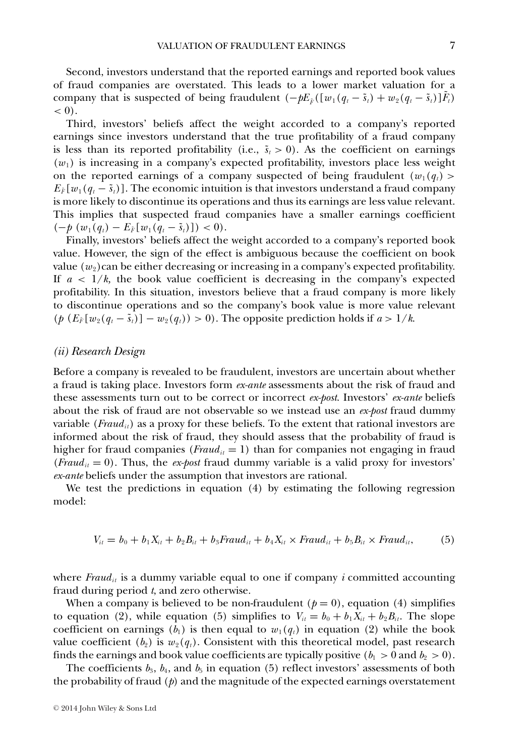Second, investors understand that the reported earnings and reported book values of fraud companies are overstated. This leads to a lower market valuation for a company that is suspected of being fraudulent ($-pE_{\tilde{F}}([w_1(q_t - \tilde{s}_t) + w_2(q_t - \tilde{s}_t)]\tilde{F}_t) < 0$).

Third, investors' beliefs affect the weight accorded to a company's reported earnings since investors understand that the true profitability of a fraud company is less than its reported profitability (i.e., $\tilde{s}_t > 0$). As the coefficient on earnings ($w_1$) is increasing in a company's expected profitability, investors place less weight on the reported earnings of a company suspected of being fraudulent ($w_1(q_t) > E_{\tilde{F}}[w_1(q_t - \tilde{s}_t)]$). The economic intuition is that investors understand a fraud company is more likely to discontinue its operations and thus its earnings are less value relevant. This implies that suspected fraud companies have a smaller earnings coefficient ($-p\ (w_1(q_t) - E_{\tilde{F}}[w_1(q_t - \tilde{s}_t)]) < 0$).

Finally, investors' beliefs affect the weight accorded to a company's reported book value. However, the sign of the effect is ambiguous because the coefficient on book value ($w_2$) can be either decreasing or increasing in a company's expected profitability. If $a < 1/k$, the book value coefficient is decreasing in the company's expected profitability. In this situation, investors believe that a fraud company is more likely to discontinue operations and so the company's book value is more value relevant ($p\ (E_{\tilde{F}}[w_2(q_t - \tilde{s}_t)] - w_2(q_t)) > 0$). The opposite prediction holds if $a > 1/k$.

### *(ii) Research Design*

Before a company is revealed to be fraudulent, investors are uncertain about whether a fraud is taking place. Investors form *ex-ante* assessments about the risk of fraud and these assessments turn out to be correct or incorrect *ex-post*. Investors' *ex-ante* beliefs about the risk of fraud are not observable so we instead use an *ex-post* fraud dummy variable ($Fraud_{it}$) as a proxy for these beliefs. To the extent that rational investors are informed about the risk of fraud, they should assess that the probability of fraud is higher for fraud companies ($Fraud_{it} = 1$) than for companies not engaging in fraud ($Fraud_{it} = 0$). Thus, the *ex-post* fraud dummy variable is a valid proxy for investors' *ex-ante* beliefs under the assumption that investors are rational.

We test the predictions in equation (4) by estimating the following regression model:

$$V_{it} = b_0 + b_1 X_{it} + b_2 B_{it} + b_3 Fraud_{it} + b_4 X_{it} \times Fraud_{it} + b_5 B_{it} \times Fraud_{it}, \tag{5}$$

where $Fraud_{it}$ is a dummy variable equal to one if company $i$ committed accounting fraud during period $t$, and zero otherwise.

When a company is believed to be non-fraudulent ($p = 0$), equation (4) simplifies to equation (2), while equation (5) simplifies to $V_{it} = b_0 + b_1 X_{it} + b_2 B_{it}$. The slope coefficient on earnings ($b_1$) is then equal to $w_1(q_t)$ in equation (2) while the book value coefficient ($b_2$) is $w_2(q_t)$. Consistent with this theoretical model, past research finds the earnings and book value coefficients are typically positive ($b_1 > 0$ and $b_2 > 0$).

The coefficients $b_3$, $b_4$, and $b_5$ in equation (5) reflect investors' assessments of both the probability of fraud ($p$) and the magnitude of the expected earnings overstatement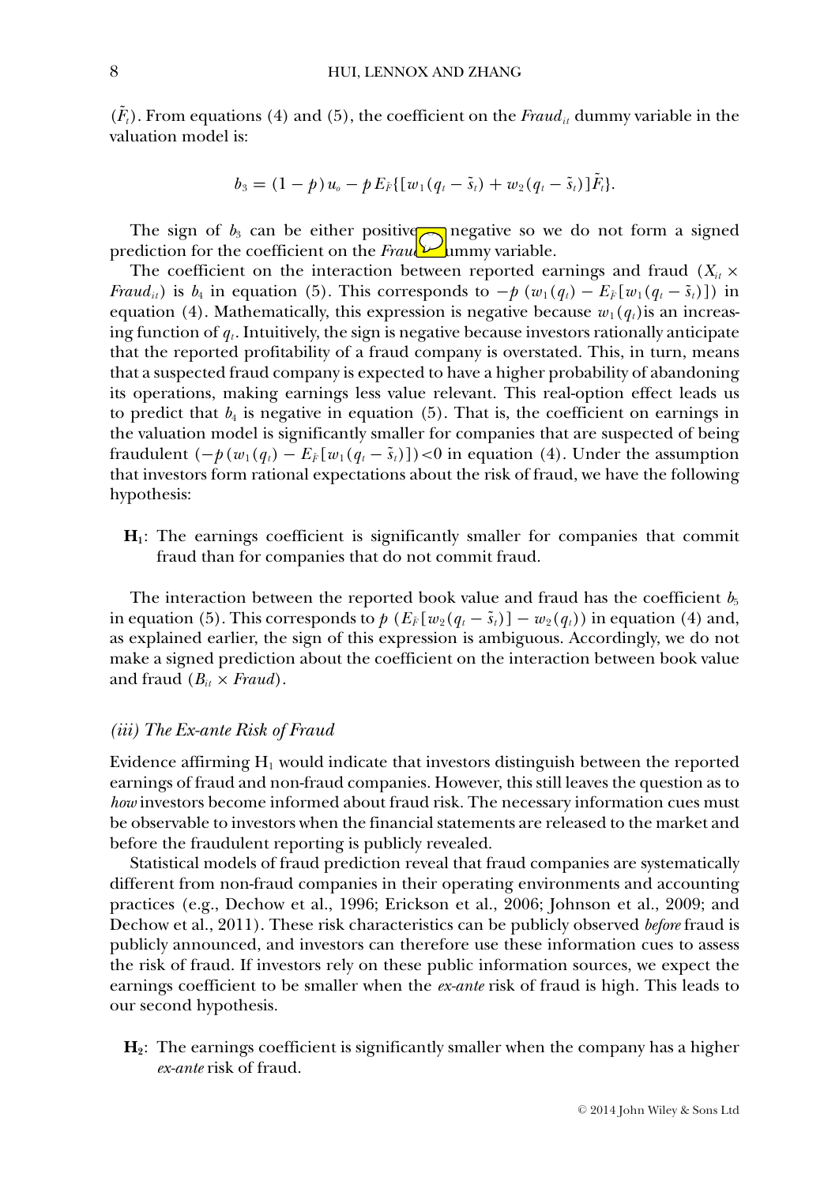$(\tilde{F}_t)$. From equations (4) and (5), the coefficient on the $Fraud_{it}$ dummy variable in the valuation model is:

$$b_3 = (1 - p)\, u_o - p\, E_{\tilde{F}}\{[w_1(q_t - \tilde{s}_t) + w_2(q_t - \tilde{s}_t)]\tilde{F}_t\}.$$

The sign of $b_3$ can be either positive or negative so we do not form a signed prediction for the coefficient on the *Fraud* dummy variable.

The coefficient on the interaction between reported earnings and fraud ($X_{it} \times Fraud_{it}$) is $b_4$ in equation (5). This corresponds to $-p\,(w_1(q_t) - E_{\tilde{F}}[w_1(q_t - \tilde{s}_t)])$ in equation (4). Mathematically, this expression is negative because $w_1(q_t)$ is an increasing function of $q_t$. Intuitively, the sign is negative because investors rationally anticipate that the reported profitability of a fraud company is overstated. This, in turn, means that a suspected fraud company is expected to have a higher probability of abandoning its operations, making earnings less value relevant. This real-option effect leads us to predict that $b_4$ is negative in equation (5). That is, the coefficient on earnings in the valuation model is significantly smaller for companies that are suspected of being fraudulent ($-p\,(w_1(q_t) - E_{\tilde{F}}[w_1(q_t - \tilde{s}_t)]) < 0$ in equation (4). Under the assumption that investors form rational expectations about the risk of fraud, we have the following hypothesis:

**H$_1$**: The earnings coefficient is significantly smaller for companies that commit fraud than for companies that do not commit fraud.

The interaction between the reported book value and fraud has the coefficient $b_5$ in equation (5). This corresponds to $p\,(E_{\tilde{F}}[w_2(q_t - \tilde{s}_t)] - w_2(q_t))$ in equation (4) and, as explained earlier, the sign of this expression is ambiguous. Accordingly, we do not make a signed prediction about the coefficient on the interaction between book value and fraud ($B_{it} \times Fraud$).

### *(iii) The Ex-ante Risk of Fraud*

Evidence affirming H$_1$ would indicate that investors distinguish between the reported earnings of fraud and non-fraud companies. However, this still leaves the question as to *how* investors become informed about fraud risk. The necessary information cues must be observable to investors when the financial statements are released to the market and before the fraudulent reporting is publicly revealed.

Statistical models of fraud prediction reveal that fraud companies are systematically different from non-fraud companies in their operating environments and accounting practices (e.g., Dechow et al., 1996; Erickson et al., 2006; Johnson et al., 2009; and Dechow et al., 2011). These risk characteristics can be publicly observed *before* fraud is publicly announced, and investors can therefore use these information cues to assess the risk of fraud. If investors rely on these public information sources, we expect the earnings coefficient to be smaller when the *ex-ante* risk of fraud is high. This leads to our second hypothesis.

**H$_2$**: The earnings coefficient is significantly smaller when the company has a higher *ex-ante* risk of fraud.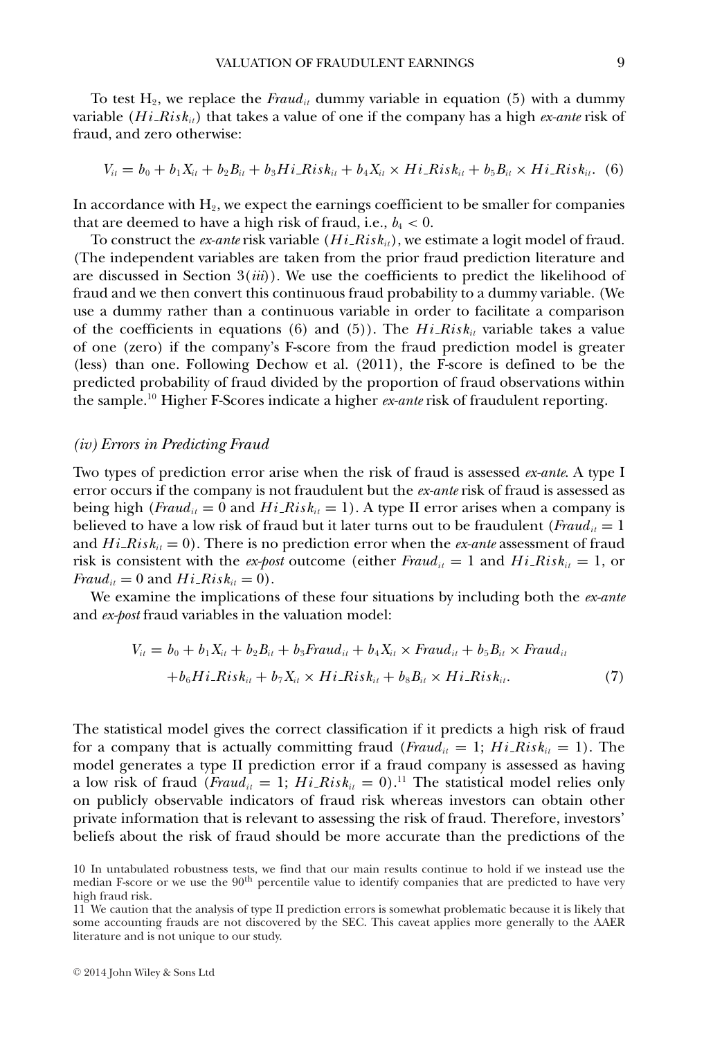To test $H_2$, we replace the $Fraud_{it}$ dummy variable in equation (5) with a dummy variable ($Hi\_Risk_{it}$) that takes a value of one if the company has a high *ex-ante* risk of fraud, and zero otherwise:

$$V_{it} = b_0 + b_1 X_{it} + b_2 B_{it} + b_3 Hi\_Risk_{it} + b_4 X_{it} \times Hi\_Risk_{it} + b_5 B_{it} \times Hi\_Risk_{it}. \quad (6)$$

In accordance with $H_2$, we expect the earnings coefficient to be smaller for companies that are deemed to have a high risk of fraud, i.e., $b_4 < 0$.

To construct the *ex-ante* risk variable ($Hi\_Risk_{it}$), we estimate a logit model of fraud. (The independent variables are taken from the prior fraud prediction literature and are discussed in Section 3(*iii*)). We use the coefficients to predict the likelihood of fraud and we then convert this continuous fraud probability to a dummy variable. (We use a dummy rather than a continuous variable in order to facilitate a comparison of the coefficients in equations (6) and (5)). The $Hi\_Risk_{it}$ variable takes a value of one (zero) if the company's F-score from the fraud prediction model is greater (less) than one. Following Dechow et al. (2011), the F-score is defined to be the predicted probability of fraud divided by the proportion of fraud observations within the sample.[10] Higher F-Scores indicate a higher *ex-ante* risk of fraudulent reporting.

### *(iv) Errors in Predicting Fraud*

Two types of prediction error arise when the risk of fraud is assessed *ex-ante*. A type I error occurs if the company is not fraudulent but the *ex-ante* risk of fraud is assessed as being high ($Fraud_{it} = 0$ and $Hi\_Risk_{it} = 1$). A type II error arises when a company is believed to have a low risk of fraud but it later turns out to be fraudulent ($Fraud_{it} = 1$ and $Hi\_Risk_{it} = 0$). There is no prediction error when the *ex-ante* assessment of fraud risk is consistent with the *ex-post* outcome (either $Fraud_{it} = 1$ and $Hi\_Risk_{it} = 1$, or $Fraud_{it} = 0$ and $Hi\_Risk_{it} = 0$).

We examine the implications of these four situations by including both the *ex-ante* and *ex-post* fraud variables in the valuation model:

$$\begin{aligned} V_{it} = {} & b_0 + b_1 X_{it} + b_2 B_{it} + b_3 Fraud_{it} + b_4 X_{it} \times Fraud_{it} + b_5 B_{it} \times Fraud_{it} \\ & + b_6 Hi\_Risk_{it} + b_7 X_{it} \times Hi\_Risk_{it} + b_8 B_{it} \times Hi\_Risk_{it}. \end{aligned} \quad (7)$$

The statistical model gives the correct classification if it predicts a high risk of fraud for a company that is actually committing fraud ($Fraud_{it} = 1$; $Hi\_Risk_{it} = 1$). The model generates a type II prediction error if a fraud company is assessed as having a low risk of fraud ($Fraud_{it} = 1$; $Hi\_Risk_{it} = 0$).[11] The statistical model relies only on publicly observable indicators of fraud risk whereas investors can obtain other private information that is relevant to assessing the risk of fraud. Therefore, investors' beliefs about the risk of fraud should be more accurate than the predictions of the

10 In untabulated robustness tests, we find that our main results continue to hold if we instead use the median F-score or we use the 90th percentile value to identify companies that are predicted to have very high fraud risk.

11 We caution that the analysis of type II prediction errors is somewhat problematic because it is likely that some accounting frauds are not discovered by the SEC. This caveat applies more generally to the AAER literature and is not unique to our study.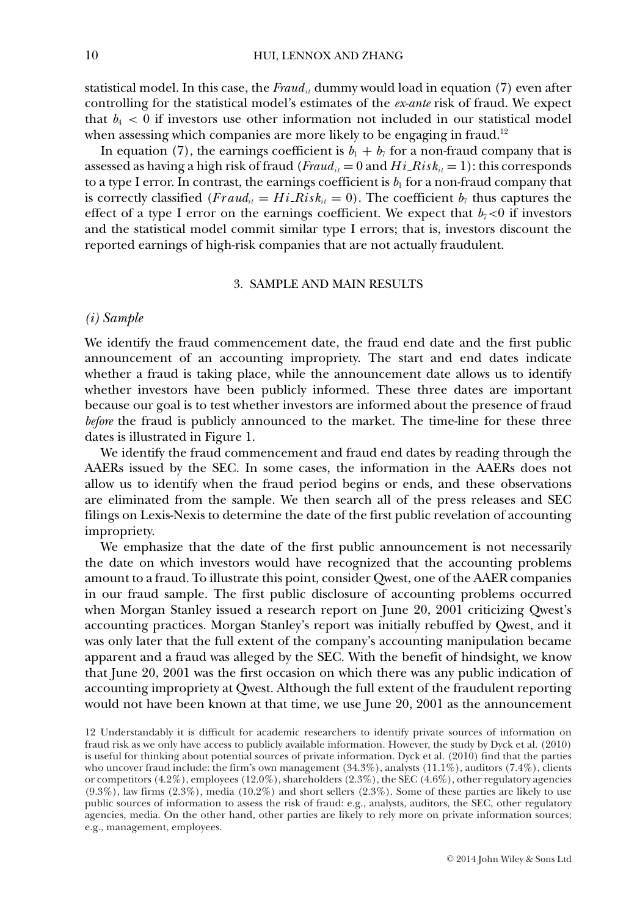statistical model. In this case, the $Fraud_{it}$ dummy would load in equation (7) even after controlling for the statistical model's estimates of the *ex-ante* risk of fraud. We expect that $b_4 < 0$ if investors use other information not included in our statistical model when assessing which companies are more likely to be engaging in fraud.[12]

In equation (7), the earnings coefficient is $b_1 + b_7$ for a non-fraud company that is assessed as having a high risk of fraud ($Fraud_{it} = 0$ and $Hi\_Risk_{it} = 1$): this corresponds to a type I error. In contrast, the earnings coefficient is $b_1$ for a non-fraud company that is correctly classified ($Fraud_{it} = Hi\_Risk_{it} = 0$). The coefficient $b_7$ thus captures the effect of a type I error on the earnings coefficient. We expect that $b_7 < 0$ if investors and the statistical model commit similar type I errors; that is, investors discount the reported earnings of high-risk companies that are not actually fraudulent.

## 3. SAMPLE AND MAIN RESULTS

### *(i) Sample*

We identify the fraud commencement date, the fraud end date and the first public announcement of an accounting impropriety. The start and end dates indicate whether a fraud is taking place, while the announcement date allows us to identify whether investors have been publicly informed. These three dates are important because our goal is to test whether investors are informed about the presence of fraud *before* the fraud is publicly announced to the market. The time-line for these three dates is illustrated in Figure 1.

We identify the fraud commencement and fraud end dates by reading through the AAERs issued by the SEC. In some cases, the information in the AAERs does not allow us to identify when the fraud period begins or ends, and these observations are eliminated from the sample. We then search all of the press releases and SEC filings on Lexis-Nexis to determine the date of the first public revelation of accounting impropriety.

We emphasize that the date of the first public announcement is not necessarily the date on which investors would have recognized that the accounting problems amount to a fraud. To illustrate this point, consider Qwest, one of the AAER companies in our fraud sample. The first public disclosure of accounting problems occurred when Morgan Stanley issued a research report on June 20, 2001 criticizing Qwest's accounting practices. Morgan Stanley's report was initially rebuffed by Qwest, and it was only later that the full extent of the company's accounting manipulation became apparent and a fraud was alleged by the SEC. With the benefit of hindsight, we know that June 20, 2001 was the first occasion on which there was any public indication of accounting impropriety at Qwest. Although the full extent of the fraudulent reporting would not have been known at that time, we use June 20, 2001 as the announcement

---

12 Understandably it is difficult for academic researchers to identify private sources of information on fraud risk as we only have access to publicly available information. However, the study by Dyck et al. (2010) is useful for thinking about potential sources of private information. Dyck et al. (2010) find that the parties who uncover fraud include: the firm's own management (34.3%), analysts (11.1%), auditors (7.4%), clients or competitors (4.2%), employees (12.0%), shareholders (2.3%), the SEC (4.6%), other regulatory agencies (9.3%), law firms (2.3%), media (10.2%) and short sellers (2.3%). Some of these parties are likely to use public sources of information to assess the risk of fraud: e.g., analysts, auditors, the SEC, other regulatory agencies, media. On the other hand, other parties are likely to rely more on private information sources; e.g., management, employees.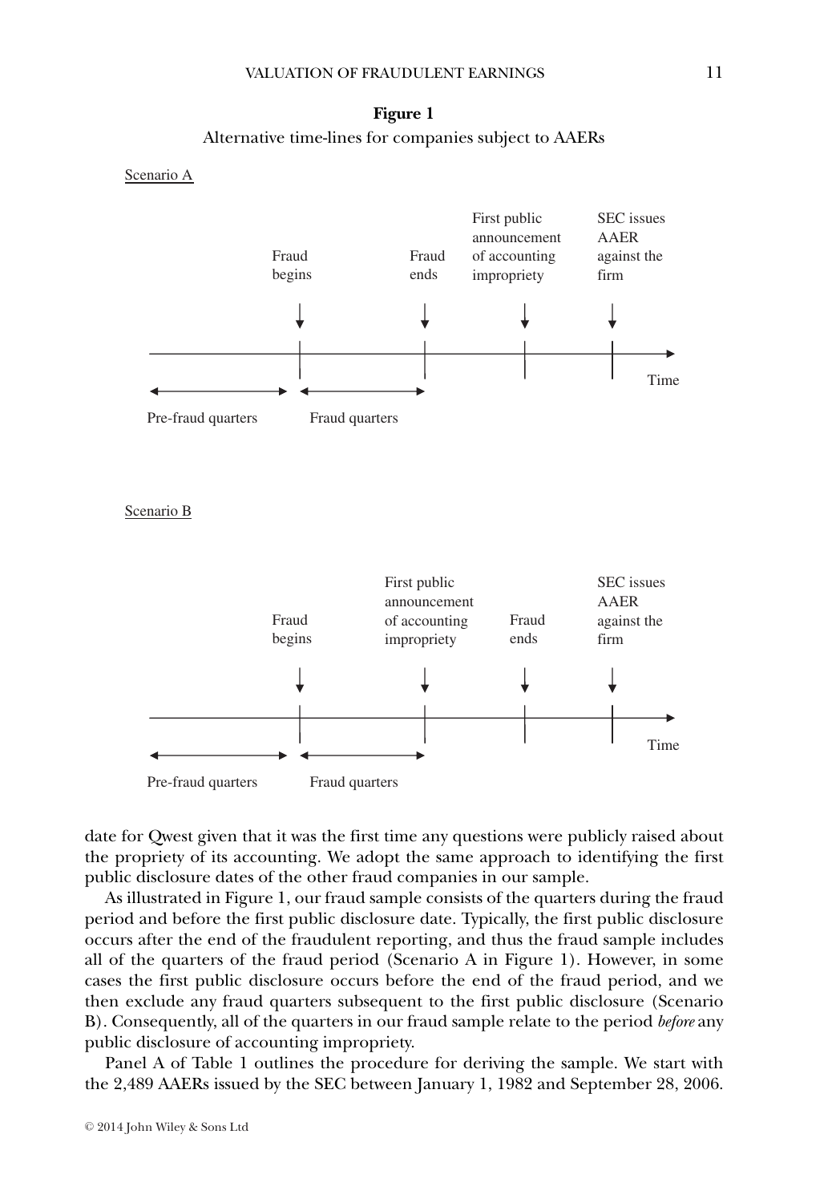**Figure 1**

Alternative time-lines for companies subject to AAERs

Scenario A

Fraud begins — Fraud ends — First public announcement of accounting impropriety — SEC issues AAER against the firm — Time

Pre-fraud quarters | Fraud quarters

Scenario B

Fraud begins — First public announcement of accounting impropriety — Fraud ends — SEC issues AAER against the firm — Time

Pre-fraud quarters | Fraud quarters

date for Qwest given that it was the first time any questions were publicly raised about the propriety of its accounting. We adopt the same approach to identifying the first public disclosure dates of the other fraud companies in our sample.

As illustrated in Figure 1, our fraud sample consists of the quarters during the fraud period and before the first public disclosure date. Typically, the first public disclosure occurs after the end of the fraudulent reporting, and thus the fraud sample includes all of the quarters of the fraud period (Scenario A in Figure 1). However, in some cases the first public disclosure occurs before the end of the fraud period, and we then exclude any fraud quarters subsequent to the first public disclosure (Scenario B). Consequently, all of the quarters in our fraud sample relate to the period *before* any public disclosure of accounting impropriety.

Panel A of Table 1 outlines the procedure for deriving the sample. We start with the 2,489 AAERs issued by the SEC between January 1, 1982 and September 28, 2006.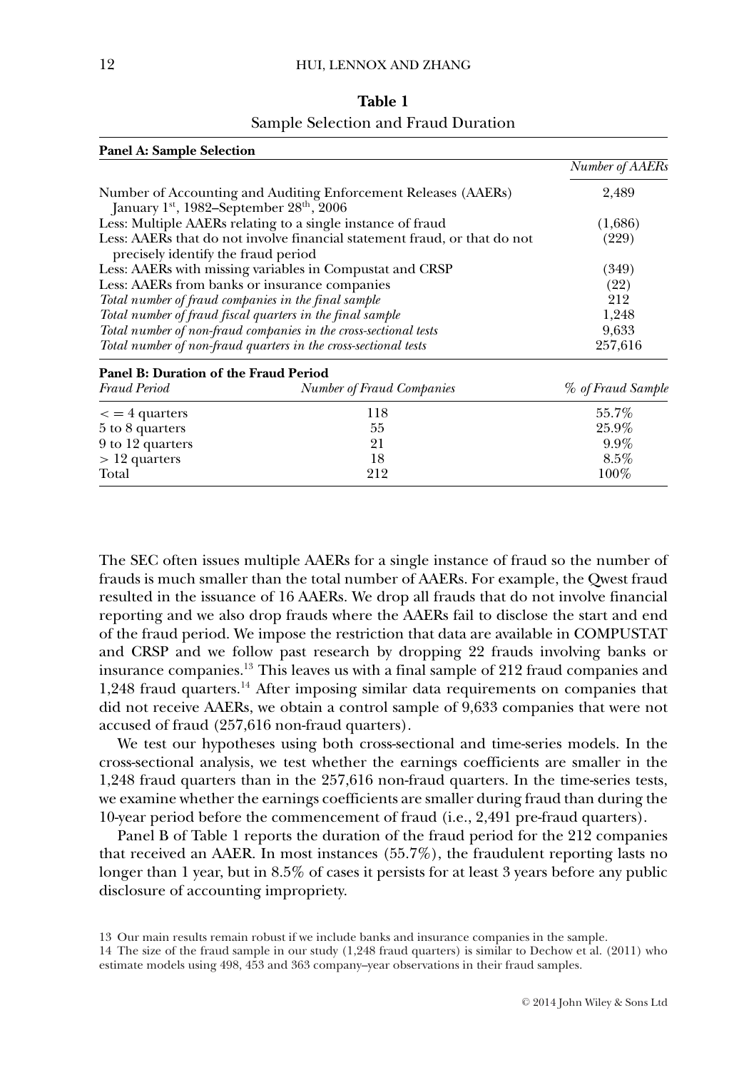**Table 1**

Sample Selection and Fraud Duration

**Panel A: Sample Selection**

| | *Number of AAERs* |
|---|---|
| Number of Accounting and Auditing Enforcement Releases (AAERs) January 1st, 1982–September 28th, 2006 | 2,489 |
| Less: Multiple AAERs relating to a single instance of fraud | (1,686) |
| Less: AAERs that do not involve financial statement fraud, or that do not precisely identify the fraud period | (229) |
| Less: AAERs with missing variables in Compustat and CRSP | (349) |
| Less: AAERs from banks or insurance companies | (22) |
| *Total number of fraud companies in the final sample* | 212 |
| *Total number of fraud fiscal quarters in the final sample* | 1,248 |
| *Total number of non-fraud companies in the cross-sectional tests* | 9,633 |
| *Total number of non-fraud quarters in the cross-sectional tests* | 257,616 |

**Panel B: Duration of the Fraud Period**

| *Fraud Period* | *Number of Fraud Companies* | *% of Fraud Sample* |
|---|---|---|
| <= 4 quarters | 118 | 55.7% |
| 5 to 8 quarters | 55 | 25.9% |
| 9 to 12 quarters | 21 | 9.9% |
| > 12 quarters | 18 | 8.5% |
| Total | 212 | 100% |

The SEC often issues multiple AAERs for a single instance of fraud so the number of frauds is much smaller than the total number of AAERs. For example, the Qwest fraud resulted in the issuance of 16 AAERs. We drop all frauds that do not involve financial reporting and we also drop frauds where the AAERs fail to disclose the start and end of the fraud period. We impose the restriction that data are available in COMPUSTAT and CRSP and we follow past research by dropping 22 frauds involving banks or insurance companies.[13] This leaves us with a final sample of 212 fraud companies and 1,248 fraud quarters.[14] After imposing similar data requirements on companies that did not receive AAERs, we obtain a control sample of 9,633 companies that were not accused of fraud (257,616 non-fraud quarters).

We test our hypotheses using both cross-sectional and time-series models. In the cross-sectional analysis, we test whether the earnings coefficients are smaller in the 1,248 fraud quarters than in the 257,616 non-fraud quarters. In the time-series tests, we examine whether the earnings coefficients are smaller during fraud than during the 10-year period before the commencement of fraud (i.e., 2,491 pre-fraud quarters).

Panel B of Table 1 reports the duration of the fraud period for the 212 companies that received an AAER. In most instances (55.7%), the fraudulent reporting lasts no longer than 1 year, but in 8.5% of cases it persists for at least 3 years before any public disclosure of accounting impropriety.

13 Our main results remain robust if we include banks and insurance companies in the sample.

14 The size of the fraud sample in our study (1,248 fraud quarters) is similar to Dechow et al. (2011) who estimate models using 498, 453 and 363 company–year observations in their fraud samples.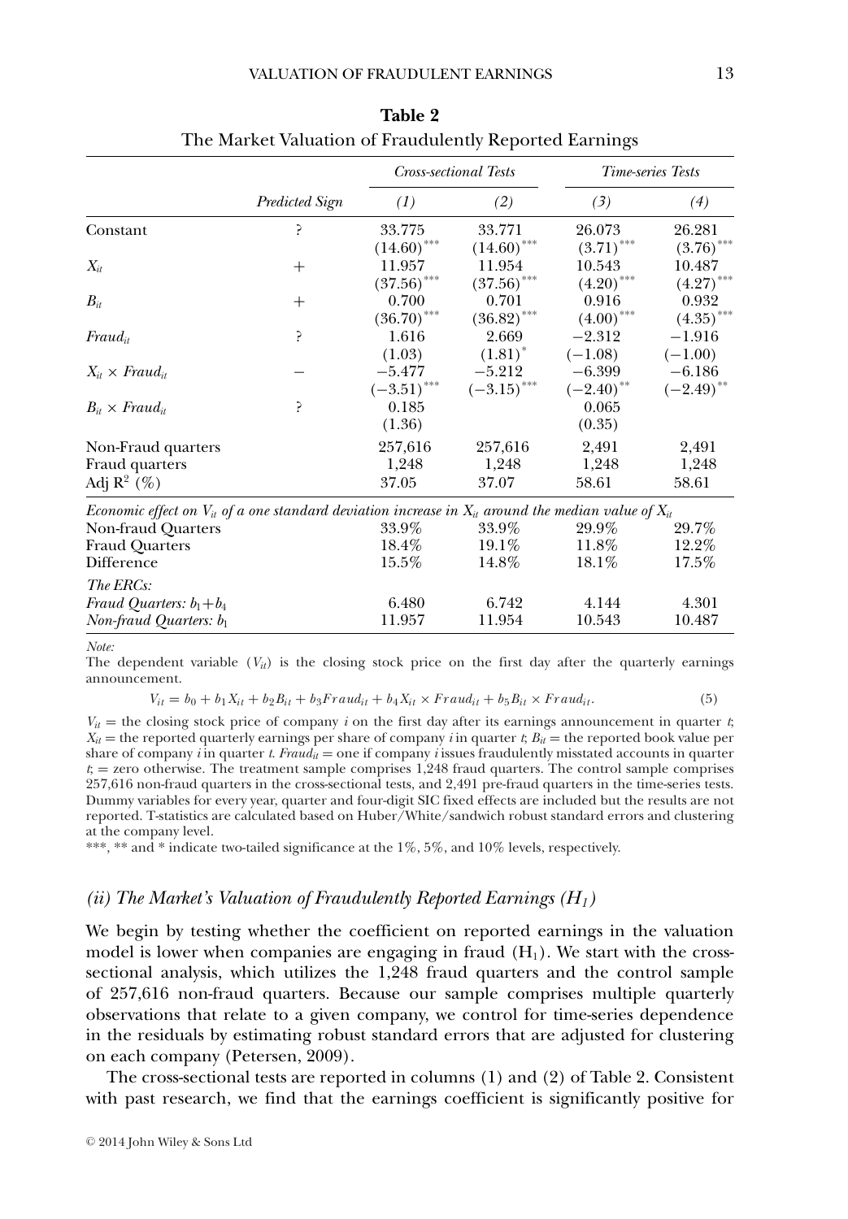**Table 2**
The Market Valuation of Fraudulently Reported Earnings

| | Predicted Sign | Cross-sectional Tests | | Time-series Tests | |
|---|---|---|---|---|---|
| | | *(1)* | *(2)* | *(3)* | *(4)* |
| Constant | ? | 33.775 | 33.771 | 26.073 | 26.281 |
| | | $(14.60)^{***}$ | $(14.60)^{***}$ | $(3.71)^{***}$ | $(3.76)^{***}$ |
| $X_{it}$ | + | 11.957 | 11.954 | 10.543 | 10.487 |
| | | $(37.56)^{***}$ | $(37.56)^{***}$ | $(4.20)^{***}$ | $(4.27)^{***}$ |
| $B_{it}$ | + | 0.700 | 0.701 | 0.916 | 0.932 |
| | | $(36.70)^{***}$ | $(36.82)^{***}$ | $(4.00)^{***}$ | $(4.35)^{***}$ |
| $Fraud_{it}$ | ? | 1.616 | 2.669 | −2.312 | −1.916 |
| | | (1.03) | $(1.81)^{*}$ | (−1.08) | (−1.00) |
| $X_{it} \times Fraud_{it}$ | − | −5.477 | −5.212 | −6.399 | −6.186 |
| | | $(-3.51)^{***}$ | $(-3.15)^{***}$ | $(-2.40)^{**}$ | $(-2.49)^{**}$ |
| $B_{it} \times Fraud_{it}$ | ? | 0.185 | | 0.065 | |
| | | (1.36) | | (0.35) | |
| Non-Fraud quarters | | 257,616 | 257,616 | 2,491 | 2,491 |
| Fraud quarters | | 1,248 | 1,248 | 1,248 | 1,248 |
| Adj $R^2$ (%) | | 37.05 | 37.07 | 58.61 | 58.61 |
| *Economic effect on $V_{it}$ of a one standard deviation increase in $X_{it}$ around the median value of $X_{it}$* | | | | | |
| Non-fraud Quarters | | 33.9% | 33.9% | 29.9% | 29.7% |
| Fraud Quarters | | 18.4% | 19.1% | 11.8% | 12.2% |
| Difference | | 15.5% | 14.8% | 18.1% | 17.5% |
| *The ERCs:* | | | | | |
| *Fraud Quarters: $b_1+b_4$* | | 6.480 | 6.742 | 4.144 | 4.301 |
| *Non-fraud Quarters: $b_1$* | | 11.957 | 11.954 | 10.543 | 10.487 |

*Note:*
The dependent variable ($V_{it}$) is the closing stock price on the first day after the quarterly earnings announcement.

$$V_{it} = b_0 + b_1 X_{it} + b_2 B_{it} + b_3 Fraud_{it} + b_4 X_{it} \times Fraud_{it} + b_5 B_{it} \times Fraud_{it}. \quad (5)$$

$V_{it}$ = the closing stock price of company $i$ on the first day after its earnings announcement in quarter $t$; $X_{it}$ = the reported quarterly earnings per share of company $i$ in quarter $t$; $B_{it}$ = the reported book value per share of company $i$ in quarter $t$. $Fraud_{it}$ = one if company $i$ issues fraudulently misstated accounts in quarter $t$; = zero otherwise. The treatment sample comprises 1,248 fraud quarters. The control sample comprises 257,616 non-fraud quarters in the cross-sectional tests, and 2,491 pre-fraud quarters in the time-series tests. Dummy variables for every year, quarter and four-digit SIC fixed effects are included but the results are not reported. T-statistics are calculated based on Huber/White/sandwich robust standard errors and clustering at the company level.

***, ** and * indicate two-tailed significance at the 1%, 5%, and 10% levels, respectively.

### *(ii) The Market's Valuation of Fraudulently Reported Earnings ($H_1$)*

We begin by testing whether the coefficient on reported earnings in the valuation model is lower when companies are engaging in fraud ($H_1$). We start with the cross-sectional analysis, which utilizes the 1,248 fraud quarters and the control sample of 257,616 non-fraud quarters. Because our sample comprises multiple quarterly observations that relate to a given company, we control for time-series dependence in the residuals by estimating robust standard errors that are adjusted for clustering on each company (Petersen, 2009).

The cross-sectional tests are reported in columns (1) and (2) of Table 2. Consistent with past research, we find that the earnings coefficient is significantly positive for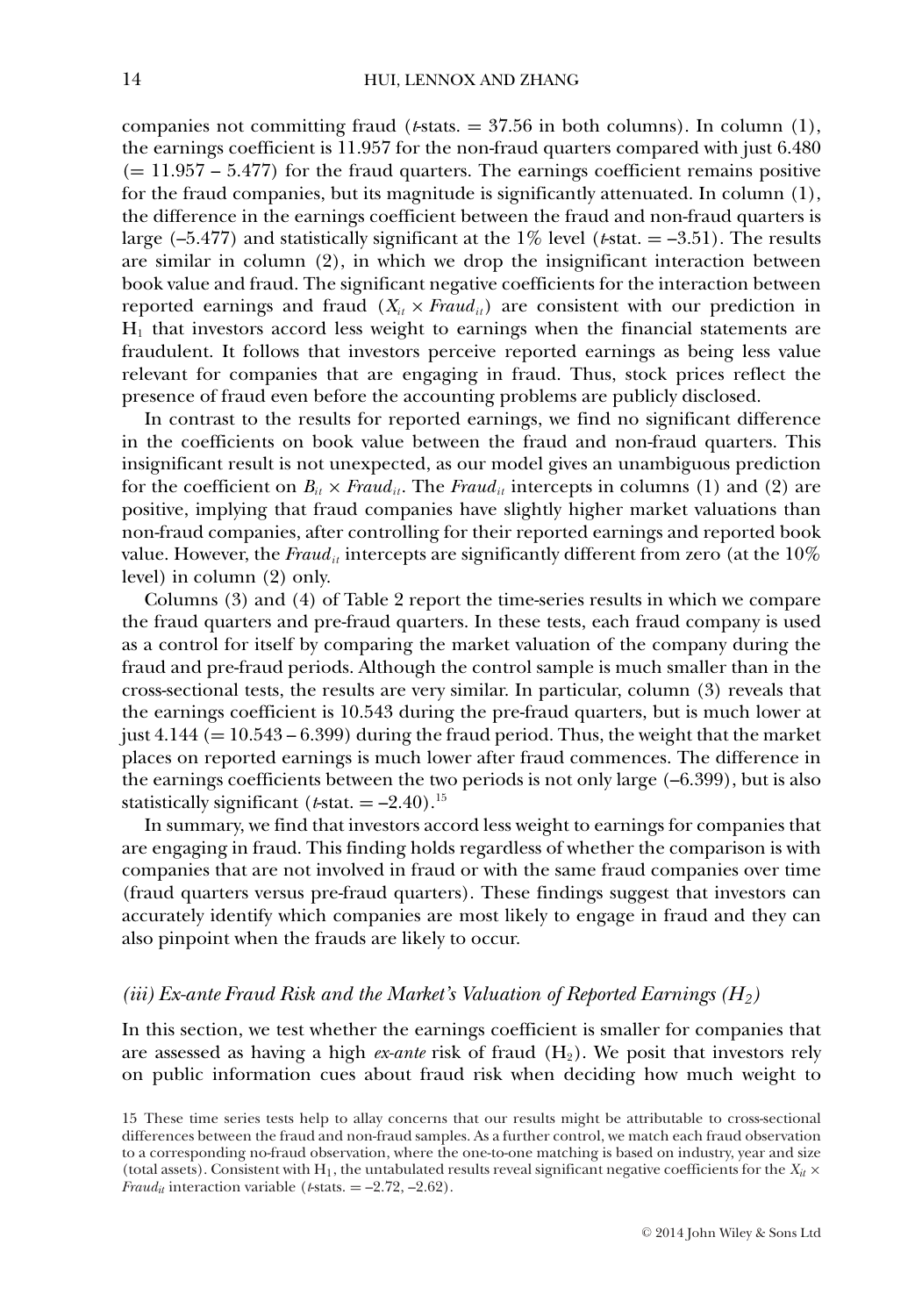companies not committing fraud (*t*-stats. = 37.56 in both columns). In column (1), the earnings coefficient is 11.957 for the non-fraud quarters compared with just 6.480 (= 11.957 – 5.477) for the fraud quarters. The earnings coefficient remains positive for the fraud companies, but its magnitude is significantly attenuated. In column (1), the difference in the earnings coefficient between the fraud and non-fraud quarters is large (–5.477) and statistically significant at the 1% level (*t*-stat. = –3.51). The results are similar in column (2), in which we drop the insignificant interaction between book value and fraud. The significant negative coefficients for the interaction between reported earnings and fraud ($X_{it} \times Fraud_{it}$) are consistent with our prediction in $H_1$ that investors accord less weight to earnings when the financial statements are fraudulent. It follows that investors perceive reported earnings as being less value relevant for companies that are engaging in fraud. Thus, stock prices reflect the presence of fraud even before the accounting problems are publicly disclosed.

In contrast to the results for reported earnings, we find no significant difference in the coefficients on book value between the fraud and non-fraud quarters. This insignificant result is not unexpected, as our model gives an unambiguous prediction for the coefficient on $B_{it} \times Fraud_{it}$. The $Fraud_{it}$ intercepts in columns (1) and (2) are positive, implying that fraud companies have slightly higher market valuations than non-fraud companies, after controlling for their reported earnings and reported book value. However, the $Fraud_{it}$ intercepts are significantly different from zero (at the 10% level) in column (2) only.

Columns (3) and (4) of Table 2 report the time-series results in which we compare the fraud quarters and pre-fraud quarters. In these tests, each fraud company is used as a control for itself by comparing the market valuation of the company during the fraud and pre-fraud periods. Although the control sample is much smaller than in the cross-sectional tests, the results are very similar. In particular, column (3) reveals that the earnings coefficient is 10.543 during the pre-fraud quarters, but is much lower at just 4.144 (= 10.543 – 6.399) during the fraud period. Thus, the weight that the market places on reported earnings is much lower after fraud commences. The difference in the earnings coefficients between the two periods is not only large (–6.399), but is also statistically significant (*t*-stat. = –2.40).[15]

In summary, we find that investors accord less weight to earnings for companies that are engaging in fraud. This finding holds regardless of whether the comparison is with companies that are not involved in fraud or with the same fraud companies over time (fraud quarters versus pre-fraud quarters). These findings suggest that investors can accurately identify which companies are most likely to engage in fraud and they can also pinpoint when the frauds are likely to occur.

### *(iii) Ex-ante Fraud Risk and the Market's Valuation of Reported Earnings ($H_2$)*

In this section, we test whether the earnings coefficient is smaller for companies that are assessed as having a high *ex-ante* risk of fraud ($H_2$). We posit that investors rely on public information cues about fraud risk when deciding how much weight to

15 These time series tests help to allay concerns that our results might be attributable to cross-sectional differences between the fraud and non-fraud samples. As a further control, we match each fraud observation to a corresponding no-fraud observation, where the one-to-one matching is based on industry, year and size (total assets). Consistent with $H_1$, the untabulated results reveal significant negative coefficients for the $X_{it} \times Fraud_{it}$ interaction variable (*t*-stats. = –2.72, –2.62).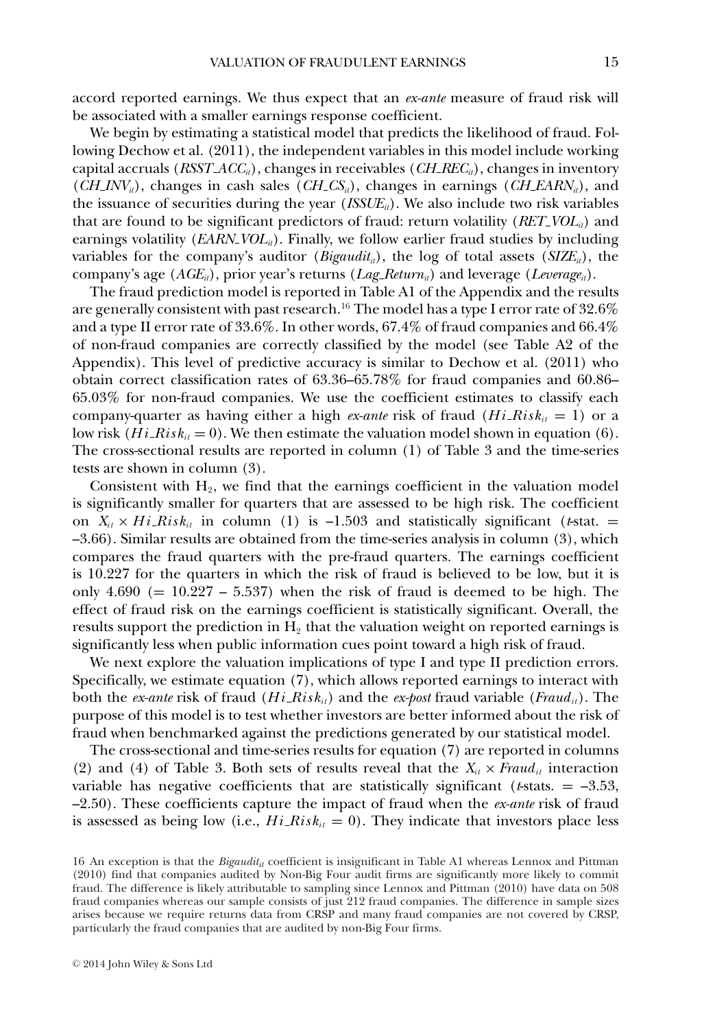accord reported earnings. We thus expect that an *ex-ante* measure of fraud risk will be associated with a smaller earnings response coefficient.

We begin by estimating a statistical model that predicts the likelihood of fraud. Following Dechow et al. (2011), the independent variables in this model include working capital accruals ($RSST\_ACC_{it}$), changes in receivables ($CH\_REC_{it}$), changes in inventory ($CH\_INV_{it}$), changes in cash sales ($CH\_CS_{it}$), changes in earnings ($CH\_EARN_{it}$), and the issuance of securities during the year ($ISSUE_{it}$). We also include two risk variables that are found to be significant predictors of fraud: return volatility ($RET\_VOL_{it}$) and earnings volatility ($EARN\_VOL_{it}$). Finally, we follow earlier fraud studies by including variables for the company's auditor ($Bigaudit_{it}$), the log of total assets ($SIZE_{it}$), the company's age ($AGE_{it}$), prior year's returns ($Lag\_Return_{it}$) and leverage ($Leverage_{it}$).

The fraud prediction model is reported in Table A1 of the Appendix and the results are generally consistent with past research.[16] The model has a type I error rate of 32.6% and a type II error rate of 33.6%. In other words, 67.4% of fraud companies and 66.4% of non-fraud companies are correctly classified by the model (see Table A2 of the Appendix). This level of predictive accuracy is similar to Dechow et al. (2011) who obtain correct classification rates of 63.36–65.78% for fraud companies and 60.86–65.03% for non-fraud companies. We use the coefficient estimates to classify each company-quarter as having either a high *ex-ante* risk of fraud ($Hi\_Risk_{it} = 1$) or a low risk ($Hi\_Risk_{it} = 0$). We then estimate the valuation model shown in equation (6). The cross-sectional results are reported in column (1) of Table 3 and the time-series tests are shown in column (3).

Consistent with $H_2$, we find that the earnings coefficient in the valuation model is significantly smaller for quarters that are assessed to be high risk. The coefficient on $X_{it} \times Hi\_Risk_{it}$ in column (1) is –1.503 and statistically significant (*t*-stat. = –3.66). Similar results are obtained from the time-series analysis in column (3), which compares the fraud quarters with the pre-fraud quarters. The earnings coefficient is 10.227 for the quarters in which the risk of fraud is believed to be low, but it is only 4.690 (= 10.227 – 5.537) when the risk of fraud is deemed to be high. The effect of fraud risk on the earnings coefficient is statistically significant. Overall, the results support the prediction in $H_2$ that the valuation weight on reported earnings is significantly less when public information cues point toward a high risk of fraud.

We next explore the valuation implications of type I and type II prediction errors. Specifically, we estimate equation (7), which allows reported earnings to interact with both the *ex-ante* risk of fraud ($Hi\_Risk_{it}$) and the *ex-post* fraud variable ($Fraud_{it}$). The purpose of this model is to test whether investors are better informed about the risk of fraud when benchmarked against the predictions generated by our statistical model.

The cross-sectional and time-series results for equation (7) are reported in columns (2) and (4) of Table 3. Both sets of results reveal that the $X_{it} \times Fraud_{it}$ interaction variable has negative coefficients that are statistically significant (*t*-stats. = –3.53, –2.50). These coefficients capture the impact of fraud when the *ex-ante* risk of fraud is assessed as being low (i.e., $Hi\_Risk_{it} = 0$). They indicate that investors place less

16 An exception is that the $Bigaudit_{it}$ coefficient is insignificant in Table A1 whereas Lennox and Pittman (2010) find that companies audited by Non-Big Four audit firms are significantly more likely to commit fraud. The difference is likely attributable to sampling since Lennox and Pittman (2010) have data on 508 fraud companies whereas our sample consists of just 212 fraud companies. The difference in sample sizes arises because we require returns data from CRSP and many fraud companies are not covered by CRSP, particularly the fraud companies that are audited by non-Big Four firms.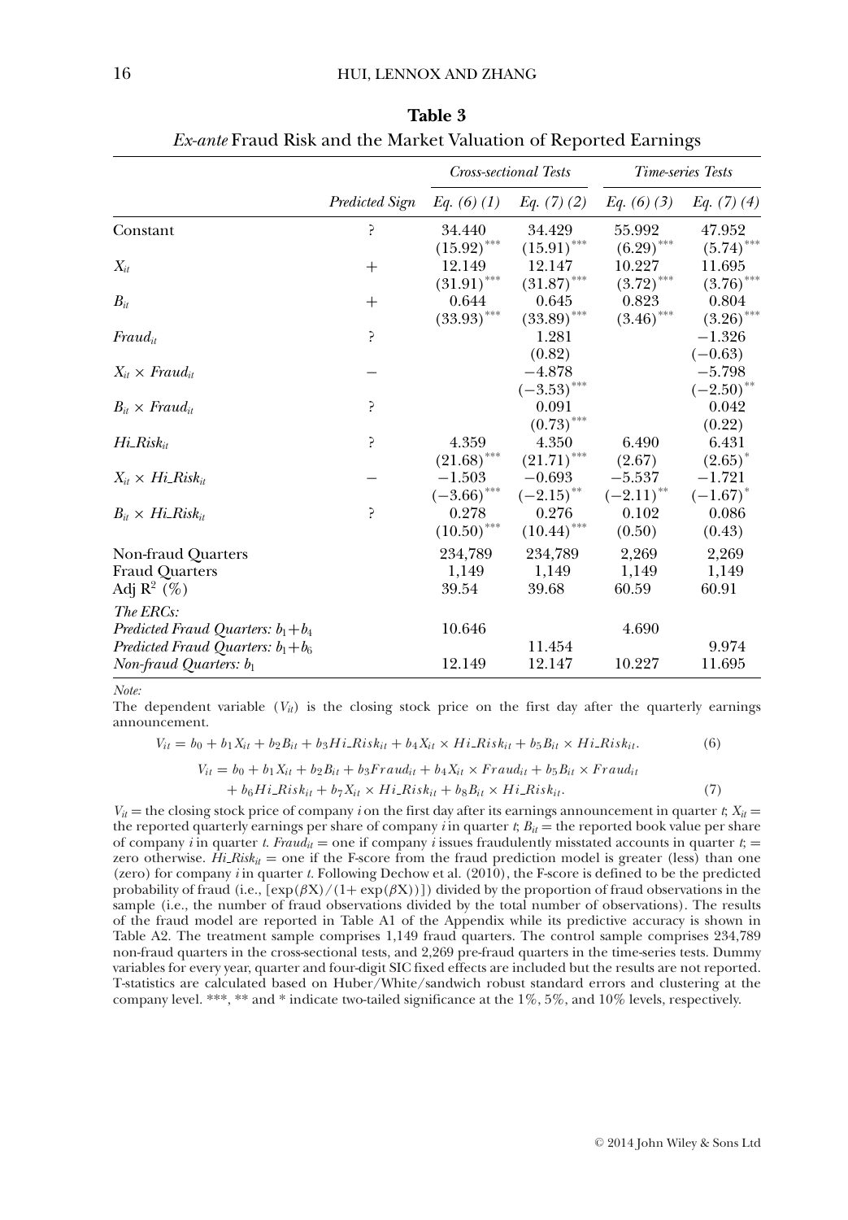**Table 3**

*Ex-ante* Fraud Risk and the Market Valuation of Reported Earnings

| | | *Cross-sectional Tests* | | *Time-series Tests* | |
|---|---|---|---|---|---|
| | *Predicted Sign* | *Eq. (6) (1)* | *Eq. (7) (2)* | *Eq. (6) (3)* | *Eq. (7) (4)* |
| Constant | ? | 34.440 | 34.429 | 55.992 | 47.952 |
| | | (15.92)*** | (15.91)*** | (6.29)*** | (5.74)*** |
| $X_{it}$ | + | 12.149 | 12.147 | 10.227 | 11.695 |
| | | (31.91)*** | (31.87)*** | (3.72)*** | (3.76)*** |
| $B_{it}$ | + | 0.644 | 0.645 | 0.823 | 0.804 |
| | | (33.93)*** | (33.89)*** | (3.46)*** | (3.26)*** |
| $Fraud_{it}$ | ? | | 1.281 | | −1.326 |
| | | | (0.82) | | (−0.63) |
| $X_{it} \times Fraud_{it}$ | − | | −4.878 | | −5.798 |
| | | | (−3.53)*** | | (−2.50)** |
| $B_{it} \times Fraud_{it}$ | ? | | 0.091 | | 0.042 |
| | | | (0.73)*** | | (0.22) |
| $Hi\_Risk_{it}$ | ? | 4.359 | 4.350 | 6.490 | 6.431 |
| | | (21.68)*** | (21.71)*** | (2.67) | (2.65)* |
| $X_{it} \times Hi\_Risk_{it}$ | − | −1.503 | −0.693 | −5.537 | −1.721 |
| | | (−3.66)*** | (−2.15)** | (−2.11)** | (−1.67)* |
| $B_{it} \times Hi\_Risk_{it}$ | ? | 0.278 | 0.276 | 0.102 | 0.086 |
| | | (10.50)*** | (10.44)*** | (0.50) | (0.43) |
| Non-fraud Quarters | | 234,789 | 234,789 | 2,269 | 2,269 |
| Fraud Quarters | | 1,149 | 1,149 | 1,149 | 1,149 |
| Adj $R^2$ (%) | | 39.54 | 39.68 | 60.59 | 60.91 |
| *The ERCs:* | | | | | |
| *Predicted Fraud Quarters:* $b_1+b_4$ | | 10.646 | | 4.690 | |
| *Predicted Fraud Quarters:* $b_1+b_6$ | | | 11.454 | | 9.974 |
| *Non-fraud Quarters:* $b_1$ | | 12.149 | 12.147 | 10.227 | 11.695 |

*Note:*

The dependent variable ($V_{it}$) is the closing stock price on the first day after the quarterly earnings announcement.

$$V_{it} = b_0 + b_1 X_{it} + b_2 B_{it} + b_3 Hi\_Risk_{it} + b_4 X_{it} \times Hi\_Risk_{it} + b_5 B_{it} \times Hi\_Risk_{it}. \quad (6)$$

$$V_{it} = b_0 + b_1 X_{it} + b_2 B_{it} + b_3 Fraud_{it} + b_4 X_{it} \times Fraud_{it} + b_5 B_{it} \times Fraud_{it} + b_6 Hi\_Risk_{it} + b_7 X_{it} \times Hi\_Risk_{it} + b_8 B_{it} \times Hi\_Risk_{it}. \quad (7)$$

$V_{it}$ = the closing stock price of company $i$ on the first day after its earnings announcement in quarter $t$; $X_{it}$ = the reported quarterly earnings per share of company $i$ in quarter $t$; $B_{it}$ = the reported book value per share of company $i$ in quarter $t$. $Fraud_{it}$ = one if company $i$ issues fraudulently misstated accounts in quarter $t$; = zero otherwise. $Hi\_Risk_{it}$ = one if the F-score from the fraud prediction model is greater (less) than one (zero) for company $i$ in quarter $t$. Following Dechow et al. (2010), the F-score is defined to be the predicted probability of fraud (i.e., $[\exp(\beta X)/(1+\exp(\beta X))]$) divided by the proportion of fraud observations in the sample (i.e., the number of fraud observations divided by the total number of observations). The results of the fraud model are reported in Table A1 of the Appendix while its predictive accuracy is shown in Table A2. The treatment sample comprises 1,149 fraud quarters. The control sample comprises 234,789 non-fraud quarters in the cross-sectional tests, and 2,269 pre-fraud quarters in the time-series tests. Dummy variables for every year, quarter and four-digit SIC fixed effects are included but the results are not reported. T-statistics are calculated based on Huber/White/sandwich robust standard errors and clustering at the company level. ***, ** and * indicate two-tailed significance at the 1%, 5%, and 10% levels, respectively.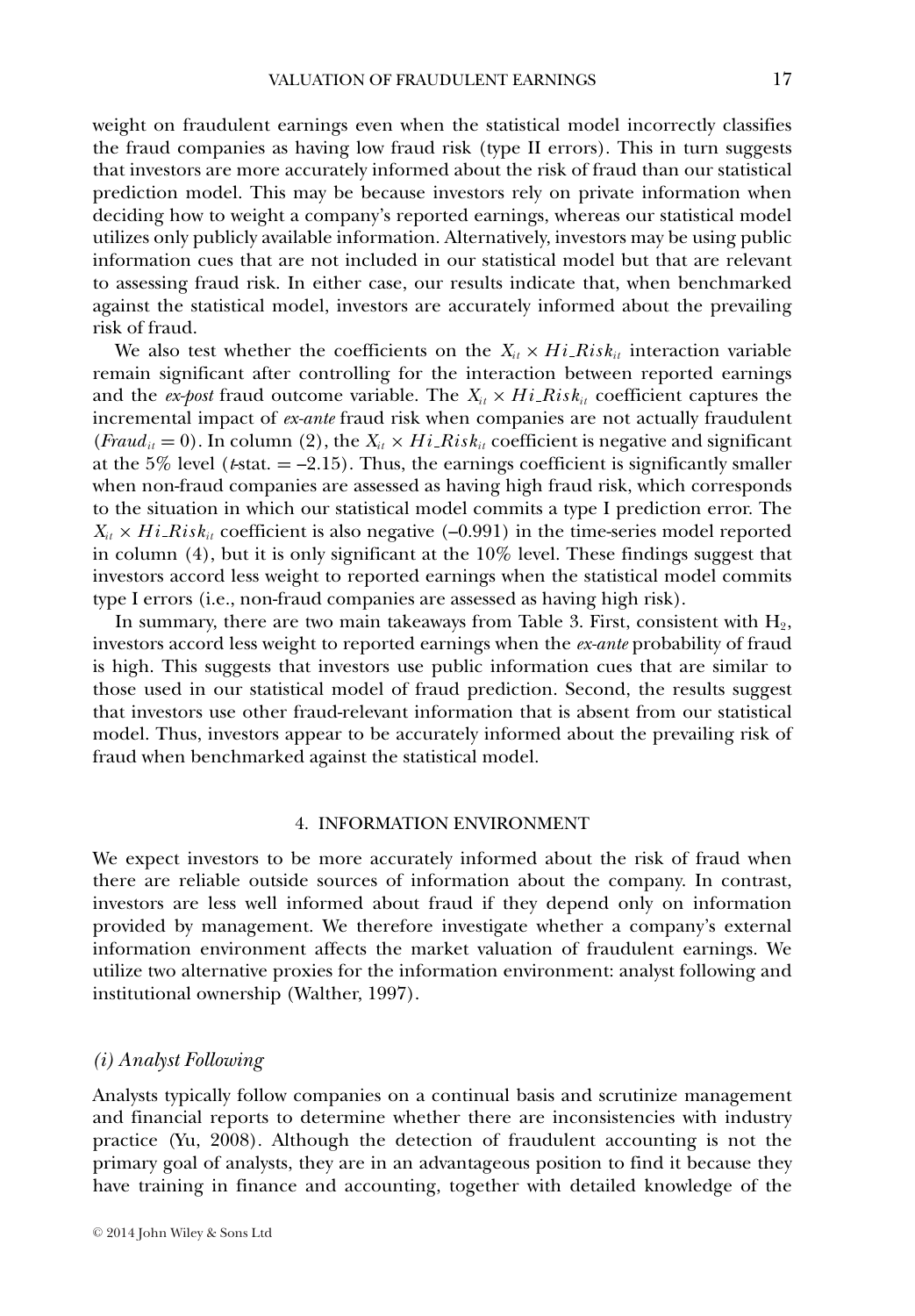weight on fraudulent earnings even when the statistical model incorrectly classifies the fraud companies as having low fraud risk (type II errors). This in turn suggests that investors are more accurately informed about the risk of fraud than our statistical prediction model. This may be because investors rely on private information when deciding how to weight a company's reported earnings, whereas our statistical model utilizes only publicly available information. Alternatively, investors may be using public information cues that are not included in our statistical model but that are relevant to assessing fraud risk. In either case, our results indicate that, when benchmarked against the statistical model, investors are accurately informed about the prevailing risk of fraud.

We also test whether the coefficients on the $X_{it} \times Hi\_Risk_{it}$ interaction variable remain significant after controlling for the interaction between reported earnings and the *ex-post* fraud outcome variable. The $X_{it} \times Hi\_Risk_{it}$ coefficient captures the incremental impact of *ex-ante* fraud risk when companies are not actually fraudulent ($Fraud_{it} = 0$). In column (2), the $X_{it} \times Hi\_Risk_{it}$ coefficient is negative and significant at the 5% level ($t$-stat. = –2.15). Thus, the earnings coefficient is significantly smaller when non-fraud companies are assessed as having high fraud risk, which corresponds to the situation in which our statistical model commits a type I prediction error. The $X_{it} \times Hi\_Risk_{it}$ coefficient is also negative (–0.991) in the time-series model reported in column (4), but it is only significant at the 10% level. These findings suggest that investors accord less weight to reported earnings when the statistical model commits type I errors (i.e., non-fraud companies are assessed as having high risk).

In summary, there are two main takeaways from Table 3. First, consistent with $H_2$, investors accord less weight to reported earnings when the *ex-ante* probability of fraud is high. This suggests that investors use public information cues that are similar to those used in our statistical model of fraud prediction. Second, the results suggest that investors use other fraud-relevant information that is absent from our statistical model. Thus, investors appear to be accurately informed about the prevailing risk of fraud when benchmarked against the statistical model.

## 4. INFORMATION ENVIRONMENT

We expect investors to be more accurately informed about the risk of fraud when there are reliable outside sources of information about the company. In contrast, investors are less well informed about fraud if they depend only on information provided by management. We therefore investigate whether a company's external information environment affects the market valuation of fraudulent earnings. We utilize two alternative proxies for the information environment: analyst following and institutional ownership (Walther, 1997).

### *(i) Analyst Following*

Analysts typically follow companies on a continual basis and scrutinize management and financial reports to determine whether there are inconsistencies with industry practice (Yu, 2008). Although the detection of fraudulent accounting is not the primary goal of analysts, they are in an advantageous position to find it because they have training in finance and accounting, together with detailed knowledge of the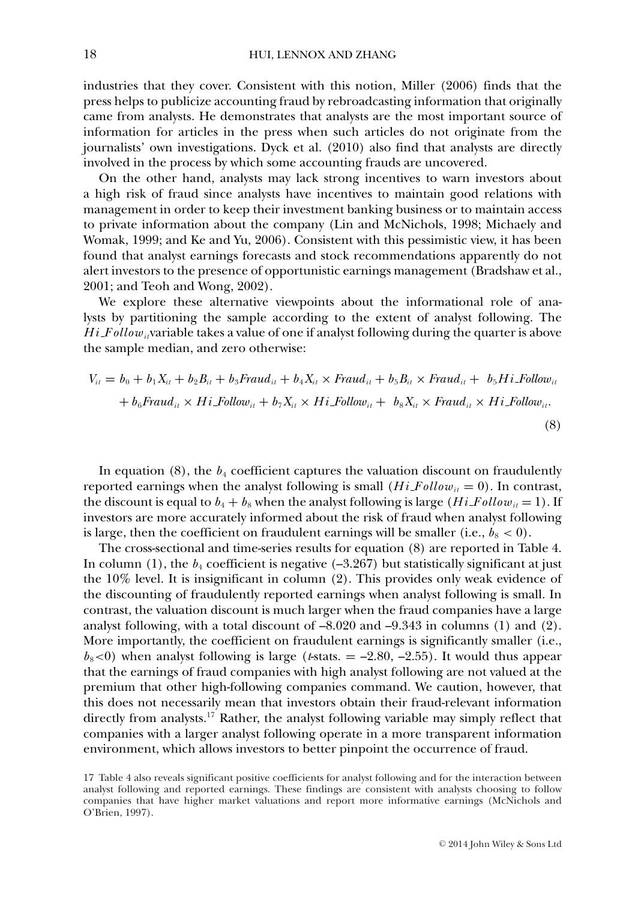industries that they cover. Consistent with this notion, Miller (2006) finds that the press helps to publicize accounting fraud by rebroadcasting information that originally came from analysts. He demonstrates that analysts are the most important source of information for articles in the press when such articles do not originate from the journalists' own investigations. Dyck et al. (2010) also find that analysts are directly involved in the process by which some accounting frauds are uncovered.

On the other hand, analysts may lack strong incentives to warn investors about a high risk of fraud since analysts have incentives to maintain good relations with management in order to keep their investment banking business or to maintain access to private information about the company (Lin and McNichols, 1998; Michaely and Womak, 1999; and Ke and Yu, 2006). Consistent with this pessimistic view, it has been found that analyst earnings forecasts and stock recommendations apparently do not alert investors to the presence of opportunistic earnings management (Bradshaw et al., 2001; and Teoh and Wong, 2002).

We explore these alternative viewpoints about the informational role of analysts by partitioning the sample according to the extent of analyst following. The $Hi\_Follow_{it}$ variable takes a value of one if analyst following during the quarter is above the sample median, and zero otherwise:

$$V_{it} = b_0 + b_1 X_{it} + b_2 B_{it} + b_3 Fraud_{it} + b_4 X_{it} \times Fraud_{it} + b_5 B_{it} \times Fraud_{it} + \ b_5 Hi\_Follow_{it} + b_6 Fraud_{it} \times Hi\_Follow_{it} + b_7 X_{it} \times Hi\_Follow_{it} + \ b_8 X_{it} \times Fraud_{it} \times Hi\_Follow_{it}. \tag{8}$$

In equation (8), the $b_4$ coefficient captures the valuation discount on fraudulently reported earnings when the analyst following is small ($Hi\_Follow_{it} = 0$). In contrast, the discount is equal to $b_4 + b_8$ when the analyst following is large ($Hi\_Follow_{it} = 1$). If investors are more accurately informed about the risk of fraud when analyst following is large, then the coefficient on fraudulent earnings will be smaller (i.e., $b_8 < 0$).

The cross-sectional and time-series results for equation (8) are reported in Table 4. In column (1), the $b_4$ coefficient is negative (–3.267) but statistically significant at just the 10% level. It is insignificant in column (2). This provides only weak evidence of the discounting of fraudulently reported earnings when analyst following have a small. In contrast, the valuation discount is much larger when the fraud companies have a large analyst following, with a total discount of –8.020 and –9.343 in columns (1) and (2). More importantly, the coefficient on fraudulent earnings is significantly smaller (i.e., $b_8 < 0$) when analyst following is large ($t$-stats. = –2.80, –2.55). It would thus appear that the earnings of fraud companies with high analyst following are not valued at the premium that other high-following companies command. We caution, however, that this does not necessarily mean that investors obtain their fraud-relevant information directly from analysts.[17] Rather, the analyst following variable may simply reflect that companies with a larger analyst following operate in a more transparent information environment, which allows investors to better pinpoint the occurrence of fraud.

17 Table 4 also reveals significant positive coefficients for analyst following and for the interaction between analyst following and reported earnings. These findings are consistent with analysts choosing to follow companies that have higher market valuations and report more informative earnings (McNichols and O'Brien, 1997).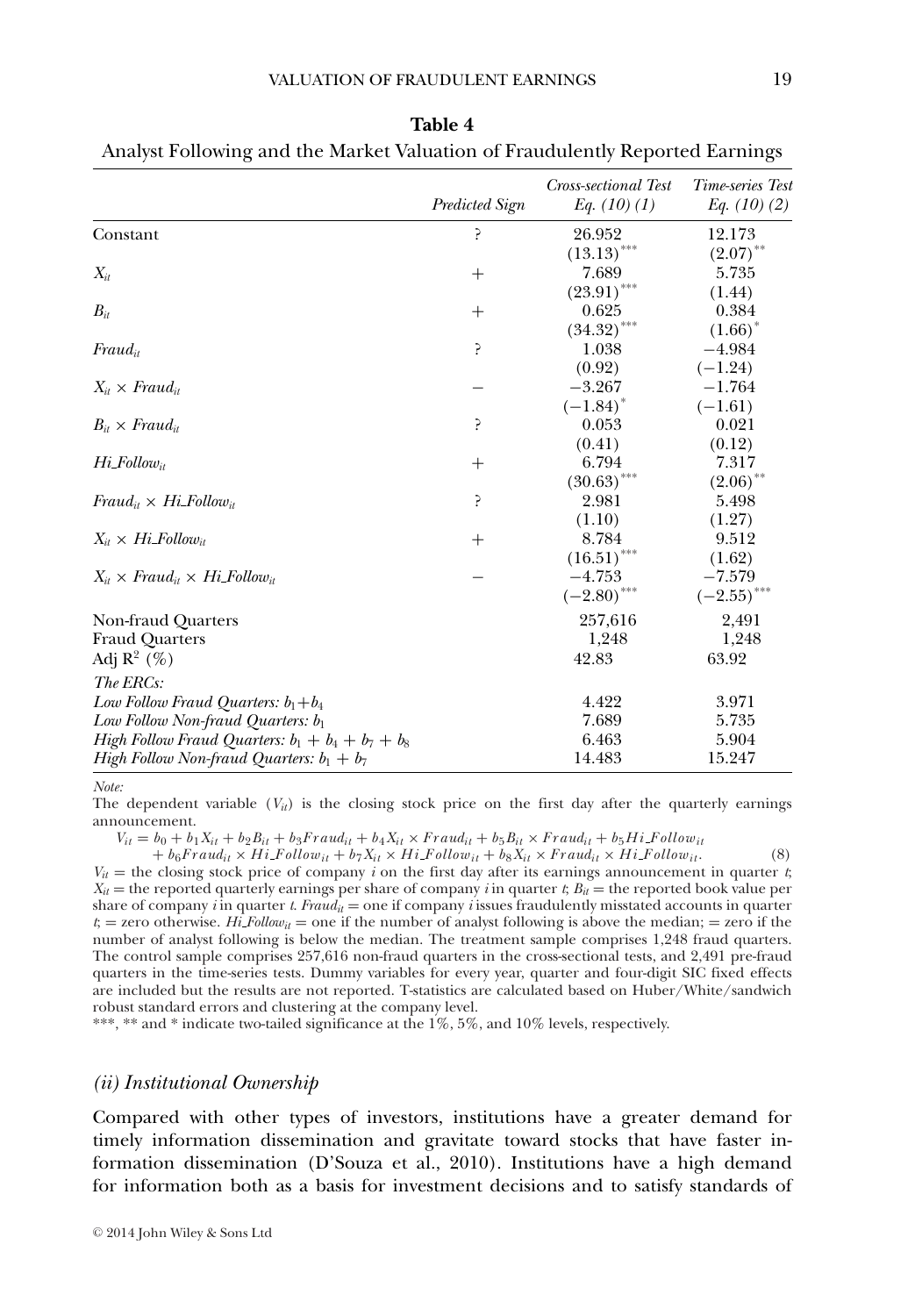**Table 4**

Analyst Following and the Market Valuation of Fraudulently Reported Earnings

| | *Predicted Sign* | *Cross-sectional Test Eq. (10) (1)* | *Time-series Test Eq. (10) (2)* |
|---|---|---|---|
| Constant | ? | 26.952 | 12.173 |
| | | $(13.13)^{***}$ | $(2.07)^{**}$ |
| $X_{it}$ | + | 7.689 | 5.735 |
| | | $(23.91)^{***}$ | (1.44) |
| $B_{it}$ | + | 0.625 | 0.384 |
| | | $(34.32)^{***}$ | $(1.66)^{*}$ |
| $Fraud_{it}$ | ? | 1.038 | −4.984 |
| | | (0.92) | (−1.24) |
| $X_{it} \times Fraud_{it}$ | − | −3.267 | −1.764 |
| | | $(-1.84)^{*}$ | (−1.61) |
| $B_{it} \times Fraud_{it}$ | ? | 0.053 | 0.021 |
| | | (0.41) | (0.12) |
| $Hi\_Follow_{it}$ | + | 6.794 | 7.317 |
| | | $(30.63)^{***}$ | $(2.06)^{**}$ |
| $Fraud_{it} \times Hi\_Follow_{it}$ | ? | 2.981 | 5.498 |
| | | (1.10) | (1.27) |
| $X_{it} \times Hi\_Follow_{it}$ | + | 8.784 | 9.512 |
| | | $(16.51)^{***}$ | (1.62) |
| $X_{it} \times Fraud_{it} \times Hi\_Follow_{it}$ | − | −4.753 | −7.579 |
| | | $(-2.80)^{***}$ | $(-2.55)^{***}$ |
| Non-fraud Quarters | | 257,616 | 2,491 |
| Fraud Quarters | | 1,248 | 1,248 |
| Adj $R^2$ (%) | | 42.83 | 63.92 |
| *The ERCs:* | | | |
| *Low Follow Fraud Quarters:* $b_1+b_4$ | | 4.422 | 3.971 |
| *Low Follow Non-fraud Quarters:* $b_1$ | | 7.689 | 5.735 |
| *High Follow Fraud Quarters:* $b_1 + b_4 + b_7 + b_8$ | | 6.463 | 5.904 |
| *High Follow Non-fraud Quarters:* $b_1 + b_7$ | | 14.483 | 15.247 |

*Note:*

The dependent variable ($V_{it}$) is the closing stock price on the first day after the quarterly earnings announcement.

$$V_{it} = b_0 + b_1X_{it} + b_2B_{it} + b_3Fraud_{it} + b_4X_{it} \times Fraud_{it} + b_5B_{it} \times Fraud_{it} + b_5Hi\_Follow_{it} + b_6Fraud_{it} \times Hi\_Follow_{it} + b_7X_{it} \times Hi\_Follow_{it} + b_8X_{it} \times Fraud_{it} \times Hi\_Follow_{it}. \quad (8)$$

$V_{it}$ = the closing stock price of company $i$ on the first day after its earnings announcement in quarter $t$; $X_{it}$ = the reported quarterly earnings per share of company $i$ in quarter $t$; $B_{it}$ = the reported book value per share of company $i$ in quarter $t$. $Fraud_{it}$ = one if company $i$ issues fraudulently misstated accounts in quarter $t$; = zero otherwise. $Hi\_Follow_{it}$ = one if the number of analyst following is above the median; = zero if the number of analyst following is below the median. The treatment sample comprises 1,248 fraud quarters. The control sample comprises 257,616 non-fraud quarters in the cross-sectional tests, and 2,491 pre-fraud quarters in the time-series tests. Dummy variables for every year, quarter and four-digit SIC fixed effects are included but the results are not reported. T-statistics are calculated based on Huber/White/sandwich robust standard errors and clustering at the company level.

***, ** and * indicate two-tailed significance at the 1%, 5%, and 10% levels, respectively.

### *(ii) Institutional Ownership*

Compared with other types of investors, institutions have a greater demand for timely information dissemination and gravitate toward stocks that have faster information dissemination (D'Souza et al., 2010). Institutions have a high demand for information both as a basis for investment decisions and to satisfy standards of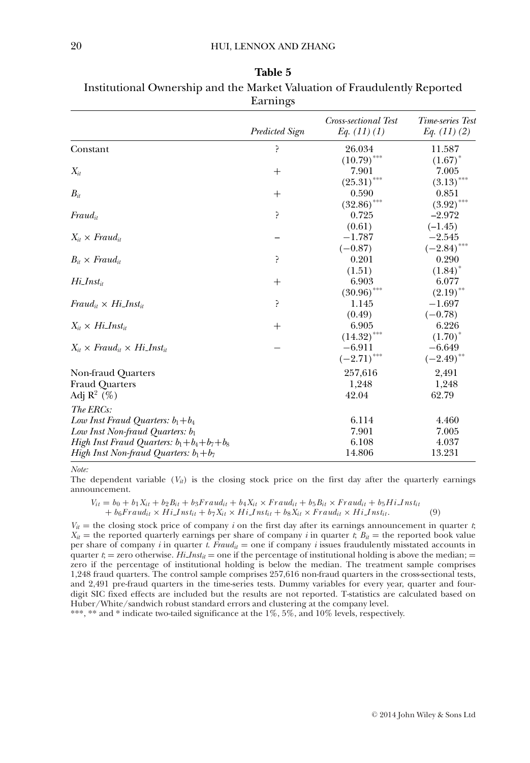**Table 5**

Institutional Ownership and the Market Valuation of Fraudulently Reported Earnings

| | *Predicted Sign* | *Cross-sectional Test Eq. (11) (1)* | *Time-series Test Eq. (11) (2)* |
|---|---|---|---|
| Constant | ? | 26.034 | 11.587 |
| | | $(10.79)^{***}$ | $(1.67)^{*}$ |
| $X_{it}$ | + | 7.901 | 7.005 |
| | | $(25.31)^{***}$ | $(3.13)^{***}$ |
| $B_{it}$ | + | 0.590 | 0.851 |
| | | $(32.86)^{***}$ | $(3.92)^{***}$ |
| $Fraud_{it}$ | ? | 0.725 | −2.972 |
| | | (0.61) | (−1.45) |
| $X_{it} \times Fraud_{it}$ | − | −1.787 | −2.545 |
| | | (−0.87) | $(-2.84)^{***}$ |
| $B_{it} \times Fraud_{it}$ | ? | 0.201 | 0.290 |
| | | (1.51) | $(1.84)^{*}$ |
| $Hi\_Inst_{it}$ | + | 6.903 | 6.077 |
| | | $(30.96)^{***}$ | $(2.19)^{**}$ |
| $Fraud_{it} \times Hi\_Inst_{it}$ | ? | 1.145 | −1.697 |
| | | (0.49) | (−0.78) |
| $X_{it} \times Hi\_Inst_{it}$ | + | 6.905 | 6.226 |
| | | $(14.32)^{***}$ | $(1.70)^{*}$ |
| $X_{it} \times Fraud_{it} \times Hi\_Inst_{it}$ | − | −6.911 | −6.649 |
| | | $(-2.71)^{***}$ | $(-2.49)^{**}$ |
| Non-fraud Quarters | | 257,616 | 2,491 |
| Fraud Quarters | | 1,248 | 1,248 |
| Adj $R^2$ (%) | | 42.04 | 62.79 |
| *The ERCs:* | | | |
| *Low Inst Fraud Quarters:* $b_1+b_4$ | | 6.114 | 4.460 |
| *Low Inst Non-fraud Quarters:* $b_1$ | | 7.901 | 7.005 |
| *High Inst Fraud Quarters:* $b_1+b_4+b_7+b_8$ | | 6.108 | 4.037 |
| *High Inst Non-fraud Quarters:* $b_1+b_7$ | | 14.806 | 13.231 |

*Note:*

The dependent variable ($V_{it}$) is the closing stock price on the first day after the quarterly earnings announcement.

$$V_{it} = b_0 + b_1X_{it} + b_2B_{it} + b_3Fraud_{it} + b_4X_{it} \times Fraud_{it} + b_5B_{it} \times Fraud_{it} + b_5Hi\_Inst_{it} + b_6Fraud_{it} \times Hi\_Inst_{it} + b_7X_{it} \times Hi\_Inst_{it} + b_8X_{it} \times Fraud_{it} \times Hi\_Inst_{it}. \quad (9)$$

$V_{it}$ = the closing stock price of company $i$ on the first day after its earnings announcement in quarter $t$; $X_{it}$ = the reported quarterly earnings per share of company $i$ in quarter $t$; $B_{it}$ = the reported book value per share of company $i$ in quarter $t$. $Fraud_{it}$ = one if company $i$ issues fraudulently misstated accounts in quarter $t$; = zero otherwise. $Hi\_Inst_{it}$ = one if the percentage of institutional holding is above the median; = zero if the percentage of institutional holding is below the median. The treatment sample comprises 1,248 fraud quarters. The control sample comprises 257,616 non-fraud quarters in the cross-sectional tests, and 2,491 pre-fraud quarters in the time-series tests. Dummy variables for every year, quarter and four-digit SIC fixed effects are included but the results are not reported. T-statistics are calculated based on Huber/White/sandwich robust standard errors and clustering at the company level.

***, ** and * indicate two-tailed significance at the 1%, 5%, and 10% levels, respectively.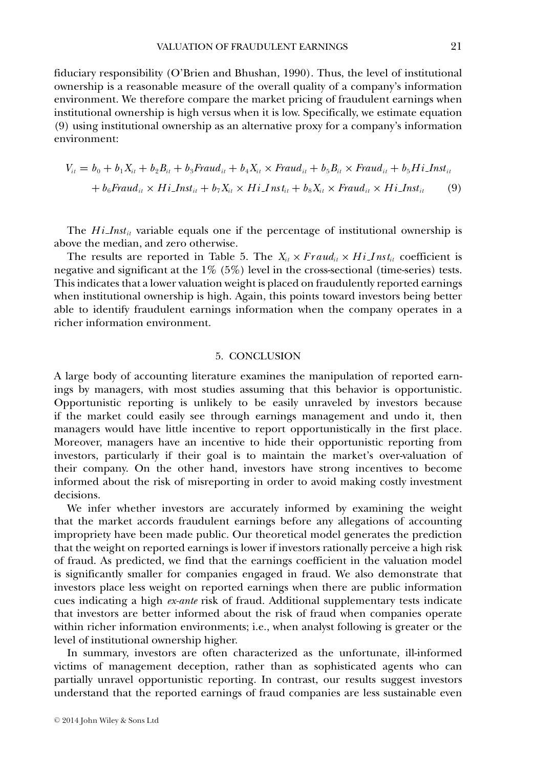fiduciary responsibility (O'Brien and Bhushan, 1990). Thus, the level of institutional ownership is a reasonable measure of the overall quality of a company's information environment. We therefore compare the market pricing of fraudulent earnings when institutional ownership is high versus when it is low. Specifically, we estimate equation (9) using institutional ownership as an alternative proxy for a company's information environment:

$$V_{it} = b_0 + b_1 X_{it} + b_2 B_{it} + b_3 Fraud_{it} + b_4 X_{it} \times Fraud_{it} + b_5 B_{it} \times Fraud_{it} + b_5 Hi\_Inst_{it} + b_6 Fraud_{it} \times Hi\_Inst_{it} + b_7 X_{it} \times Hi\_Inst_{it} + b_8 X_{it} \times Fraud_{it} \times Hi\_Inst_{it} \qquad (9)$$

The $Hi\_Inst_{it}$ variable equals one if the percentage of institutional ownership is above the median, and zero otherwise.

The results are reported in Table 5. The $X_{it} \times Fraud_{it} \times Hi\_Inst_{it}$ coefficient is negative and significant at the 1% (5%) level in the cross-sectional (time-series) tests. This indicates that a lower valuation weight is placed on fraudulently reported earnings when institutional ownership is high. Again, this points toward investors being better able to identify fraudulent earnings information when the company operates in a richer information environment.

## 5. CONCLUSION

A large body of accounting literature examines the manipulation of reported earnings by managers, with most studies assuming that this behavior is opportunistic. Opportunistic reporting is unlikely to be easily unraveled by investors because if the market could easily see through earnings management and undo it, then managers would have little incentive to report opportunistically in the first place. Moreover, managers have an incentive to hide their opportunistic reporting from investors, particularly if their goal is to maintain the market's over-valuation of their company. On the other hand, investors have strong incentives to become informed about the risk of misreporting in order to avoid making costly investment decisions.

We infer whether investors are accurately informed by examining the weight that the market accords fraudulent earnings before any allegations of accounting impropriety have been made public. Our theoretical model generates the prediction that the weight on reported earnings is lower if investors rationally perceive a high risk of fraud. As predicted, we find that the earnings coefficient in the valuation model is significantly smaller for companies engaged in fraud. We also demonstrate that investors place less weight on reported earnings when there are public information cues indicating a high *ex-ante* risk of fraud. Additional supplementary tests indicate that investors are better informed about the risk of fraud when companies operate within richer information environments; i.e., when analyst following is greater or the level of institutional ownership higher.

In summary, investors are often characterized as the unfortunate, ill-informed victims of management deception, rather than as sophisticated agents who can partially unravel opportunistic reporting. In contrast, our results suggest investors understand that the reported earnings of fraud companies are less sustainable even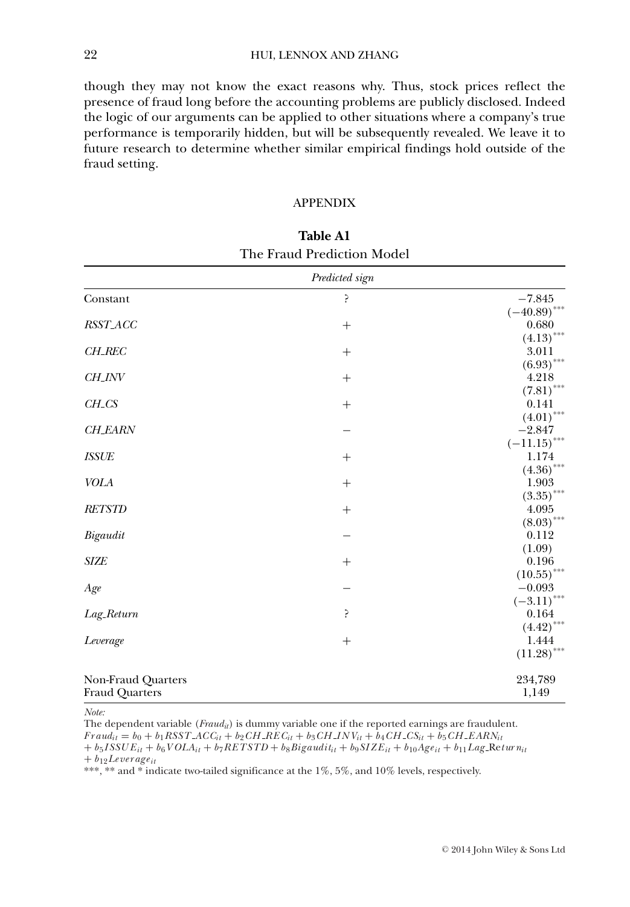though they may not know the exact reasons why. Thus, stock prices reflect the presence of fraud long before the accounting problems are publicly disclosed. Indeed the logic of our arguments can be applied to other situations where a company's true performance is temporarily hidden, but will be subsequently revealed. We leave it to future research to determine whether similar empirical findings hold outside of the fraud setting.

## APPENDIX

**Table A1**
The Fraud Prediction Model

| | *Predicted sign* | |
|---|---|---|
| Constant | ? | −7.845 |
| | | $(-40.89)^{***}$ |
| *RSST_ACC* | + | 0.680 |
| | | $(4.13)^{***}$ |
| *CH_REC* | + | 3.011 |
| | | $(6.93)^{***}$ |
| *CH_INV* | + | 4.218 |
| | | $(7.81)^{***}$ |
| *CH_CS* | + | 0.141 |
| | | $(4.01)^{***}$ |
| *CH_EARN* | − | −2.847 |
| | | $(-11.15)^{***}$ |
| *ISSUE* | + | 1.174 |
| | | $(4.36)^{***}$ |
| *VOLA* | + | 1.903 |
| | | $(3.35)^{***}$ |
| *RETSTD* | + | 4.095 |
| | | $(8.03)^{***}$ |
| *Bigaudit* | − | 0.112 |
| | | (1.09) |
| *SIZE* | + | 0.196 |
| | | $(10.55)^{***}$ |
| *Age* | − | −0.093 |
| | | $(-3.11)^{***}$ |
| *Lag_Return* | ? | 0.164 |
| | | $(4.42)^{***}$ |
| *Leverage* | + | 1.444 |
| | | $(11.28)^{***}$ |
| Non-Fraud Quarters | | 234,789 |
| Fraud Quarters | | 1,149 |

*Note:*
The dependent variable ($Fraud_{it}$) is dummy variable one if the reported earnings are fraudulent.
$$Fraud_{it} = b_0 + b_1 RSST\_ACC_{it} + b_2 CH\_REC_{it} + b_3 CH\_INV_{it} + b_4 CH\_CS_{it} + b_5 CH\_EARN_{it} + b_5 ISSUE_{it} + b_6 VOLA_{it} + b_7 RETSTD + b_8 Bigaudit_{it} + b_9 SIZE_{it} + b_{10} Age_{it} + b_{11} Lag\_Return_{it} + b_{12} Leverage_{it}$$
***, ** and * indicate two-tailed significance at the 1%, 5%, and 10% levels, respectively.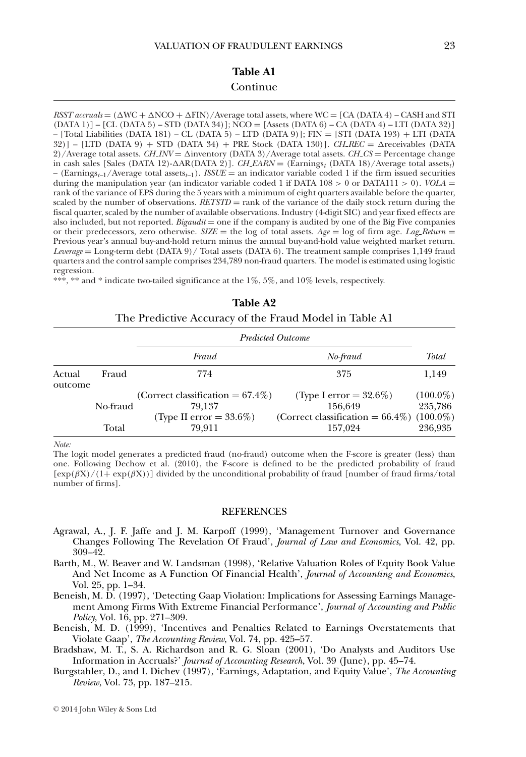**Table A1**

Continue

*RSST accruals* = (ΔWC + ΔNCO + ΔFIN)/Average total assets, where WC = [CA (DATA 4) – CASH and STI (DATA 1)] – [CL (DATA 5) – STD (DATA 34)]; NCO = [Assets (DATA 6) – CA (DATA 4) – LTI (DATA 32)] – [Total Liabilities (DATA 181) – CL (DATA 5) – LTD (DATA 9)]; FIN = [STI (DATA 193) + LTI (DATA 32)] – [LTD (DATA 9) + STD (DATA 34) + PRE Stock (DATA 130)]. *CH_REC* = Δreceivables (DATA 2)/Average total assets. *CH_INV* = Δinventory (DATA 3)/Average total assets. *CH_CS* = Percentage change in cash sales [Sales (DATA 12)-ΔAR(DATA 2)]. *CH_EARN* = (Earnings$_t$ (DATA 18)/Average total assets$_t$) – (Earnings$_{t-1}$/Average total assets$_{t-1}$). *ISSUE* = an indicator variable coded 1 if the firm issued securities during the manipulation year (an indicator variable coded 1 if DATA 108 > 0 or DATA111 > 0). *VOLA* = rank of the variance of EPS during the 5 years with a minimum of eight quarters available before the quarter, scaled by the number of observations. *RETSTD* = rank of the variance of the daily stock return during the fiscal quarter, scaled by the number of available observations. Industry (4-digit SIC) and year fixed effects are also included, but not reported. *Bigaudit* = one if the company is audited by one of the Big Five companies or their predecessors, zero otherwise. *SIZE* = the log of total assets. *Age* = log of firm age. *Lag_Return* = Previous year's annual buy-and-hold return minus the annual buy-and-hold value weighted market return. *Leverage* = Long-term debt (DATA 9)/ Total assets (DATA 6). The treatment sample comprises 1,149 fraud quarters and the control sample comprises 234,789 non-fraud quarters. The model is estimated using logistic regression.

***, ** and * indicate two-tailed significance at the 1%, 5%, and 10% levels, respectively.

**Table A2**

The Predictive Accuracy of the Fraud Model in Table A1

| | | *Predicted Outcome* | | |
|---|---|---|---|---|
| | | *Fraud* | *No-fraud* | *Total* |
| Actual outcome | Fraud | 774 | 375 | 1,149 |
| | | (Correct classification = 67.4%) | (Type I error = 32.6%) | (100.0%) |
| | No-fraud | 79,137 | 156,649 | 235,786 |
| | | (Type II error = 33.6%) | (Correct classification = 66.4%) | (100.0%) |
| | Total | 79,911 | 157,024 | 236,935 |

*Note:*

The logit model generates a predicted fraud (no-fraud) outcome when the F-score is greater (less) than one. Following Dechow et al. (2010), the F-score is defined to be the predicted probability of fraud $[\exp(\beta X)/(1+\exp(\beta X))]$ divided by the unconditional probability of fraud [number of fraud firms/total number of firms].

## REFERENCES

Agrawal, A., J. F. Jaffe and J. M. Karpoff (1999), 'Management Turnover and Governance Changes Following The Revelation Of Fraud', *Journal of Law and Economics*, Vol. 42, pp. 309–42.

Barth, M., W. Beaver and W. Landsman (1998), 'Relative Valuation Roles of Equity Book Value And Net Income as A Function Of Financial Health', *Journal of Accounting and Economics*, Vol. 25, pp. 1–34.

Beneish, M. D. (1997), 'Detecting Gaap Violation: Implications for Assessing Earnings Management Among Firms With Extreme Financial Performance', *Journal of Accounting and Public Policy*, Vol. 16, pp. 271–309.

Beneish, M. D. (1999), 'Incentives and Penalties Related to Earnings Overstatements that Violate Gaap', *The Accounting Review*, Vol. 74, pp. 425–57.

Bradshaw, M. T., S. A. Richardson and R. G. Sloan (2001), 'Do Analysts and Auditors Use Information in Accruals?' *Journal of Accounting Research*, Vol. 39 (June), pp. 45–74.

Burgstahler, D., and I. Dichev (1997), 'Earnings, Adaptation, and Equity Value', *The Accounting Review*, Vol. 73, pp. 187–215.

© 2014 John Wiley & Sons Ltd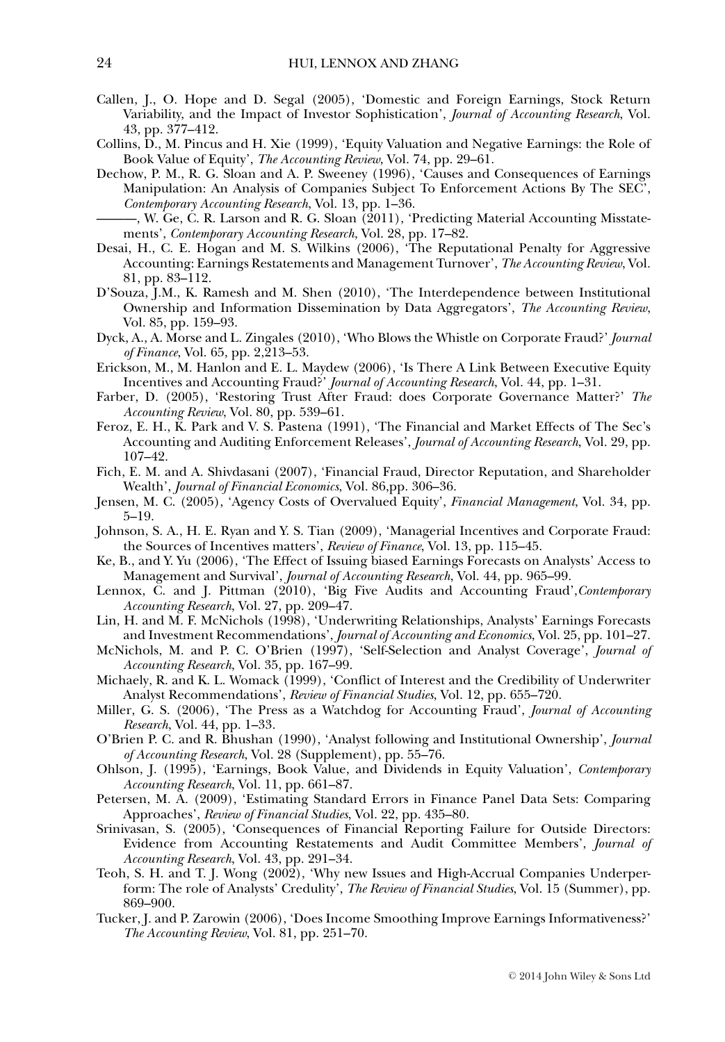Callen, J., O. Hope and D. Segal (2005), 'Domestic and Foreign Earnings, Stock Return Variability, and the Impact of Investor Sophistication', *Journal of Accounting Research*, Vol. 43, pp. 377–412.

Collins, D., M. Pincus and H. Xie (1999), 'Equity Valuation and Negative Earnings: the Role of Book Value of Equity', *The Accounting Review*, Vol. 74, pp. 29–61.

Dechow, P. M., R. G. Sloan and A. P. Sweeney (1996), 'Causes and Consequences of Earnings Manipulation: An Analysis of Companies Subject To Enforcement Actions By The SEC', *Contemporary Accounting Research*, Vol. 13, pp. 1–36.

———, W. Ge, C. R. Larson and R. G. Sloan (2011), 'Predicting Material Accounting Misstatements', *Contemporary Accounting Research*, Vol. 28, pp. 17–82.

Desai, H., C. E. Hogan and M. S. Wilkins (2006), 'The Reputational Penalty for Aggressive Accounting: Earnings Restatements and Management Turnover', *The Accounting Review*, Vol. 81, pp. 83–112.

D'Souza, J.M., K. Ramesh and M. Shen (2010), 'The Interdependence between Institutional Ownership and Information Dissemination by Data Aggregators', *The Accounting Review*, Vol. 85, pp. 159–93.

Dyck, A., A. Morse and L. Zingales (2010), 'Who Blows the Whistle on Corporate Fraud?' *Journal of Finance*, Vol. 65, pp. 2,213–53.

Erickson, M., M. Hanlon and E. L. Maydew (2006), 'Is There A Link Between Executive Equity Incentives and Accounting Fraud?' *Journal of Accounting Research*, Vol. 44, pp. 1–31.

Farber, D. (2005), 'Restoring Trust After Fraud: does Corporate Governance Matter?' *The Accounting Review*, Vol. 80, pp. 539–61.

Feroz, E. H., K. Park and V. S. Pastena (1991), 'The Financial and Market Effects of The Sec's Accounting and Auditing Enforcement Releases', *Journal of Accounting Research*, Vol. 29, pp. 107–42.

Fich, E. M. and A. Shivdasani (2007), 'Financial Fraud, Director Reputation, and Shareholder Wealth', *Journal of Financial Economics*, Vol. 86,pp. 306–36.

Jensen, M. C. (2005), 'Agency Costs of Overvalued Equity', *Financial Management*, Vol. 34, pp. 5–19.

Johnson, S. A., H. E. Ryan and Y. S. Tian (2009), 'Managerial Incentives and Corporate Fraud: the Sources of Incentives matters', *Review of Finance*, Vol. 13, pp. 115–45.

Ke, B., and Y. Yu (2006), 'The Effect of Issuing biased Earnings Forecasts on Analysts' Access to Management and Survival', *Journal of Accounting Research*, Vol. 44, pp. 965–99.

Lennox, C. and J. Pittman (2010), 'Big Five Audits and Accounting Fraud',*Contemporary Accounting Research*, Vol. 27, pp. 209–47.

Lin, H. and M. F. McNichols (1998), 'Underwriting Relationships, Analysts' Earnings Forecasts and Investment Recommendations', *Journal of Accounting and Economics*, Vol. 25, pp. 101–27.

McNichols, M. and P. C. O'Brien (1997), 'Self-Selection and Analyst Coverage', *Journal of Accounting Research*, Vol. 35, pp. 167–99.

Michaely, R. and K. L. Womack (1999), 'Conflict of Interest and the Credibility of Underwriter Analyst Recommendations', *Review of Financial Studies*, Vol. 12, pp. 655–720.

Miller, G. S. (2006), 'The Press as a Watchdog for Accounting Fraud', *Journal of Accounting Research*, Vol. 44, pp. 1–33.

O'Brien P. C. and R. Bhushan (1990), 'Analyst following and Institutional Ownership', *Journal of Accounting Research*, Vol. 28 (Supplement), pp. 55–76.

Ohlson, J. (1995), 'Earnings, Book Value, and Dividends in Equity Valuation', *Contemporary Accounting Research*, Vol. 11, pp. 661–87.

Petersen, M. A. (2009), 'Estimating Standard Errors in Finance Panel Data Sets: Comparing Approaches', *Review of Financial Studies*, Vol. 22, pp. 435–80.

Srinivasan, S. (2005), 'Consequences of Financial Reporting Failure for Outside Directors: Evidence from Accounting Restatements and Audit Committee Members', *Journal of Accounting Research*, Vol. 43, pp. 291–34.

Teoh, S. H. and T. J. Wong (2002), 'Why new Issues and High-Accrual Companies Underperform: The role of Analysts' Credulity', *The Review of Financial Studies*, Vol. 15 (Summer), pp. 869–900.

Tucker, J. and P. Zarowin (2006), 'Does Income Smoothing Improve Earnings Informativeness?' *The Accounting Review*, Vol. 81, pp. 251–70.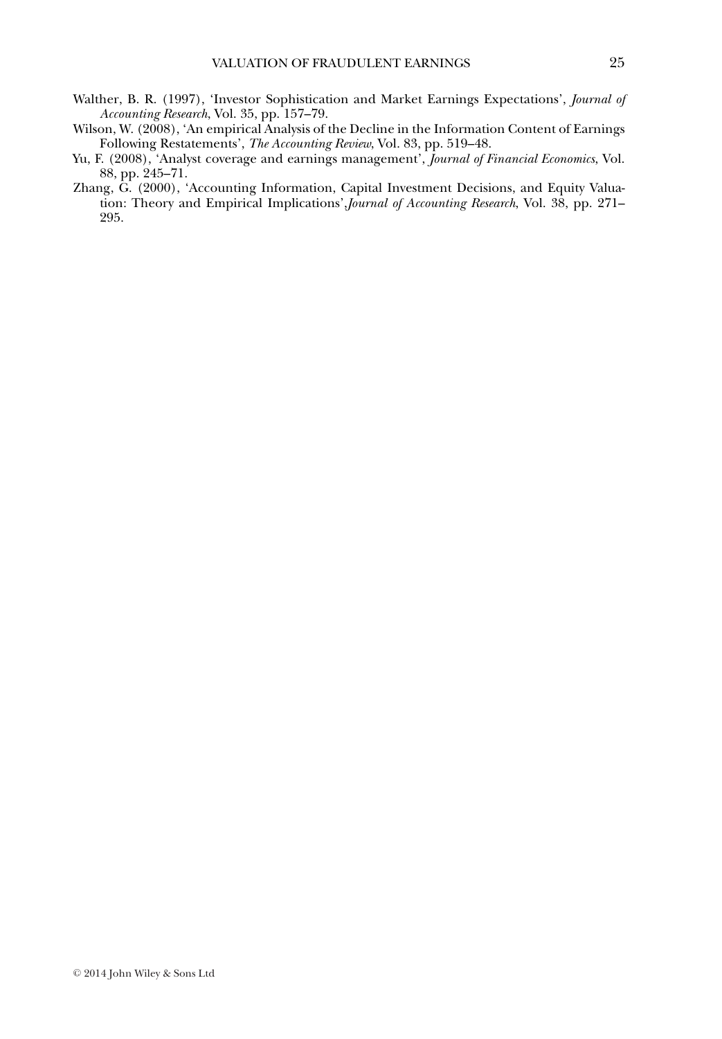Walther, B. R. (1997), 'Investor Sophistication and Market Earnings Expectations', *Journal of Accounting Research*, Vol. 35, pp. 157–79.

Wilson, W. (2008), 'An empirical Analysis of the Decline in the Information Content of Earnings Following Restatements', *The Accounting Review*, Vol. 83, pp. 519–48.

Yu, F. (2008), 'Analyst coverage and earnings management', *Journal of Financial Economics*, Vol. 88, pp. 245–71.

Zhang, G. (2000), 'Accounting Information, Capital Investment Decisions, and Equity Valuation: Theory and Empirical Implications', *Journal of Accounting Research*, Vol. 38, pp. 271–295.

© 2014 John Wiley & Sons Ltd